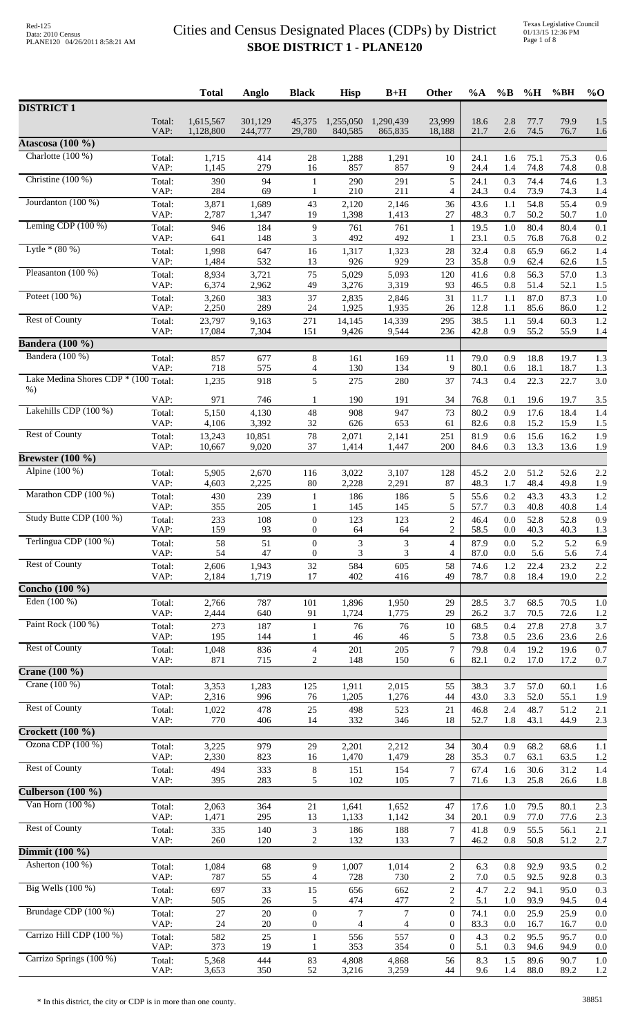# Cities and Census Designated Places (CDPs) by District
## SBOE DISTRICT 1 - PLANE120

| | | Total | Anglo | Black | Hisp | B+H | Other | %A | %B | %H | %BH | %O |
|---|---|---|---|---|---|---|---|---|---|---|---|---|
| **DISTRICT 1** | | | | | | | | | | | | |
| | Total: | 1,615,567 | 301,129 | 45,375 | 1,255,050 | 1,290,439 | 23,999 | 18.6 | 2.8 | 77.7 | 79.9 | 1.5 |
| | VAP: | 1,128,800 | 244,777 | 29,780 | 840,585 | 865,835 | 18,188 | 21.7 | 2.6 | 74.5 | 76.7 | 1.6 |
| **Atascosa (100 %)** | | | | | | | | | | | | |
| Charlotte (100 %) | Total: | 1,715 | 414 | 28 | 1,288 | 1,291 | 10 | 24.1 | 1.6 | 75.1 | 75.3 | 0.6 |
| | VAP: | 1,145 | 279 | 16 | 857 | 857 | 9 | 24.4 | 1.4 | 74.8 | 74.8 | 0.8 |
| Christine (100 %) | Total: | 390 | 94 | 1 | 290 | 291 | 5 | 24.1 | 0.3 | 74.4 | 74.6 | 1.3 |
| | VAP: | 284 | 69 | 1 | 210 | 211 | 4 | 24.3 | 0.4 | 73.9 | 74.3 | 1.4 |
| Jourdanton (100 %) | Total: | 3,871 | 1,689 | 43 | 2,120 | 2,146 | 36 | 43.6 | 1.1 | 54.8 | 55.4 | 0.9 |
| | VAP: | 2,787 | 1,347 | 19 | 1,398 | 1,413 | 27 | 48.3 | 0.7 | 50.2 | 50.7 | 1.0 |
| Leming CDP (100 %) | Total: | 946 | 184 | 9 | 761 | 761 | 1 | 19.5 | 1.0 | 80.4 | 80.4 | 0.1 |
| | VAP: | 641 | 148 | 3 | 492 | 492 | 1 | 23.1 | 0.5 | 76.8 | 76.8 | 0.2 |
| Lytle * (80 %) | Total: | 1,998 | 647 | 16 | 1,317 | 1,323 | 28 | 32.4 | 0.8 | 65.9 | 66.2 | 1.4 |
| | VAP: | 1,484 | 532 | 13 | 926 | 929 | 23 | 35.8 | 0.9 | 62.4 | 62.6 | 1.5 |
| Pleasanton (100 %) | Total: | 8,934 | 3,721 | 75 | 5,029 | 5,093 | 120 | 41.6 | 0.8 | 56.3 | 57.0 | 1.3 |
| | VAP: | 6,374 | 2,962 | 49 | 3,276 | 3,319 | 93 | 46.5 | 0.8 | 51.4 | 52.1 | 1.5 |
| Poteet (100 %) | Total: | 3,260 | 383 | 37 | 2,835 | 2,846 | 31 | 11.7 | 1.1 | 87.0 | 87.3 | 1.0 |
| | VAP: | 2,250 | 289 | 24 | 1,925 | 1,935 | 26 | 12.8 | 1.1 | 85.6 | 86.0 | 1.2 |
| Rest of County | Total: | 23,797 | 9,163 | 271 | 14,145 | 14,339 | 295 | 38.5 | 1.1 | 59.4 | 60.3 | 1.2 |
| | VAP: | 17,084 | 7,304 | 151 | 9,426 | 9,544 | 236 | 42.8 | 0.9 | 55.2 | 55.9 | 1.4 |
| **Bandera (100 %)** | | | | | | | | | | | | |
| Bandera (100 %) | Total: | 857 | 677 | 8 | 161 | 169 | 11 | 79.0 | 0.9 | 18.8 | 19.7 | 1.3 |
| | VAP: | 718 | 575 | 4 | 130 | 134 | 9 | 80.1 | 0.6 | 18.1 | 18.7 | 1.3 |
| Lake Medina Shores CDP * (100 %) | Total: | 1,235 | 918 | 5 | 275 | 280 | 37 | 74.3 | 0.4 | 22.3 | 22.7 | 3.0 |
| | VAP: | 971 | 746 | 1 | 190 | 191 | 34 | 76.8 | 0.1 | 19.6 | 19.7 | 3.5 |
| Lakehills CDP (100 %) | Total: | 5,150 | 4,130 | 48 | 908 | 947 | 73 | 80.2 | 0.9 | 17.6 | 18.4 | 1.4 |
| | VAP: | 4,106 | 3,392 | 32 | 626 | 653 | 61 | 82.6 | 0.8 | 15.2 | 15.9 | 1.5 |
| Rest of County | Total: | 13,243 | 10,851 | 78 | 2,071 | 2,141 | 251 | 81.9 | 0.6 | 15.6 | 16.2 | 1.9 |
| | VAP: | 10,667 | 9,020 | 37 | 1,414 | 1,447 | 200 | 84.6 | 0.3 | 13.3 | 13.6 | 1.9 |
| **Brewster (100 %)** | | | | | | | | | | | | |
| Alpine (100 %) | Total: | 5,905 | 2,670 | 116 | 3,022 | 3,107 | 128 | 45.2 | 2.0 | 51.2 | 52.6 | 2.2 |
| | VAP: | 4,603 | 2,225 | 80 | 2,228 | 2,291 | 87 | 48.3 | 1.7 | 48.4 | 49.8 | 1.9 |
| Marathon CDP (100 %) | Total: | 430 | 239 | 1 | 186 | 186 | 5 | 55.6 | 0.2 | 43.3 | 43.3 | 1.2 |
| | VAP: | 355 | 205 | 1 | 145 | 145 | 5 | 57.7 | 0.3 | 40.8 | 40.8 | 1.4 |
| Study Butte CDP (100 %) | Total: | 233 | 108 | 0 | 123 | 123 | 2 | 46.4 | 0.0 | 52.8 | 52.8 | 0.9 |
| | VAP: | 159 | 93 | 0 | 64 | 64 | 2 | 58.5 | 0.0 | 40.3 | 40.3 | 1.3 |
| Terlingua CDP (100 %) | Total: | 58 | 51 | 0 | 3 | 3 | 4 | 87.9 | 0.0 | 5.2 | 5.2 | 6.9 |
| | VAP: | 54 | 47 | 0 | 3 | 3 | 4 | 87.0 | 0.0 | 5.6 | 5.6 | 7.4 |
| Rest of County | Total: | 2,606 | 1,943 | 32 | 584 | 605 | 58 | 74.6 | 1.2 | 22.4 | 23.2 | 2.2 |
| | VAP: | 2,184 | 1,719 | 17 | 402 | 416 | 49 | 78.7 | 0.8 | 18.4 | 19.0 | 2.2 |
| **Concho (100 %)** | | | | | | | | | | | | |
| Eden (100 %) | Total: | 2,766 | 787 | 101 | 1,896 | 1,950 | 29 | 28.5 | 3.7 | 68.5 | 70.5 | 1.0 |
| | VAP: | 2,444 | 640 | 91 | 1,724 | 1,775 | 29 | 26.2 | 3.7 | 70.5 | 72.6 | 1.2 |
| Paint Rock (100 %) | Total: | 273 | 187 | 1 | 76 | 76 | 10 | 68.5 | 0.4 | 27.8 | 27.8 | 3.7 |
| | VAP: | 195 | 144 | 1 | 46 | 46 | 5 | 73.8 | 0.5 | 23.6 | 23.6 | 2.6 |
| Rest of County | Total: | 1,048 | 836 | 4 | 201 | 205 | 7 | 79.8 | 0.4 | 19.2 | 19.6 | 0.7 |
| | VAP: | 871 | 715 | 2 | 148 | 150 | 6 | 82.1 | 0.2 | 17.0 | 17.2 | 0.7 |
| **Crane (100 %)** | | | | | | | | | | | | |
| Crane (100 %) | Total: | 3,353 | 1,283 | 125 | 1,911 | 2,015 | 55 | 38.3 | 3.7 | 57.0 | 60.1 | 1.6 |
| | VAP: | 2,316 | 996 | 76 | 1,205 | 1,276 | 44 | 43.0 | 3.3 | 52.0 | 55.1 | 1.9 |
| Rest of County | Total: | 1,022 | 478 | 25 | 498 | 523 | 21 | 46.8 | 2.4 | 48.7 | 51.2 | 2.1 |
| | VAP: | 770 | 406 | 14 | 332 | 346 | 18 | 52.7 | 1.8 | 43.1 | 44.9 | 2.3 |
| **Crockett (100 %)** | | | | | | | | | | | | |
| Ozona CDP (100 %) | Total: | 3,225 | 979 | 29 | 2,201 | 2,212 | 34 | 30.4 | 0.9 | 68.2 | 68.6 | 1.1 |
| | VAP: | 2,330 | 823 | 16 | 1,470 | 1,479 | 28 | 35.3 | 0.7 | 63.1 | 63.5 | 1.2 |
| Rest of County | Total: | 494 | 333 | 8 | 151 | 154 | 7 | 67.4 | 1.6 | 30.6 | 31.2 | 1.4 |
| | VAP: | 395 | 283 | 5 | 102 | 105 | 7 | 71.6 | 1.3 | 25.8 | 26.6 | 1.8 |
| **Culberson (100 %)** | | | | | | | | | | | | |
| Van Horn (100 %) | Total: | 2,063 | 364 | 21 | 1,641 | 1,652 | 47 | 17.6 | 1.0 | 79.5 | 80.1 | 2.3 |
| | VAP: | 1,471 | 295 | 13 | 1,133 | 1,142 | 34 | 20.1 | 0.9 | 77.0 | 77.6 | 2.3 |
| Rest of County | Total: | 335 | 140 | 3 | 186 | 188 | 7 | 41.8 | 0.9 | 55.5 | 56.1 | 2.1 |
| | VAP: | 260 | 120 | 2 | 132 | 133 | 7 | 46.2 | 0.8 | 50.8 | 51.2 | 2.7 |
| **Dimmit (100 %)** | | | | | | | | | | | | |
| Asherton (100 %) | Total: | 1,084 | 68 | 9 | 1,007 | 1,014 | 2 | 6.3 | 0.8 | 92.9 | 93.5 | 0.2 |
| | VAP: | 787 | 55 | 4 | 728 | 730 | 2 | 7.0 | 0.5 | 92.5 | 92.8 | 0.3 |
| Big Wells (100 %) | Total: | 697 | 33 | 15 | 656 | 662 | 2 | 4.7 | 2.2 | 94.1 | 95.0 | 0.3 |
| | VAP: | 505 | 26 | 5 | 474 | 477 | 2 | 5.1 | 1.0 | 93.9 | 94.5 | 0.4 |
| Brundage CDP (100 %) | Total: | 27 | 20 | 0 | 7 | 7 | 0 | 74.1 | 0.0 | 25.9 | 25.9 | 0.0 |
| | VAP: | 24 | 20 | 0 | 4 | 4 | 0 | 83.3 | 0.0 | 16.7 | 16.7 | 0.0 |
| Carrizo Hill CDP (100 %) | Total: | 582 | 25 | 1 | 556 | 557 | 0 | 4.3 | 0.2 | 95.5 | 95.7 | 0.0 |
| | VAP: | 373 | 19 | 1 | 353 | 354 | 0 | 5.1 | 0.3 | 94.6 | 94.9 | 0.0 |
| Carrizo Springs (100 %) | Total: | 5,368 | 444 | 83 | 4,808 | 4,868 | 56 | 8.3 | 1.5 | 89.6 | 90.7 | 1.0 |
| | VAP: | 3,653 | 350 | 52 | 3,216 | 3,259 | 44 | 9.6 | 1.4 | 88.0 | 89.2 | 1.2 |

\* In this district, the city or CDP is in more than one county.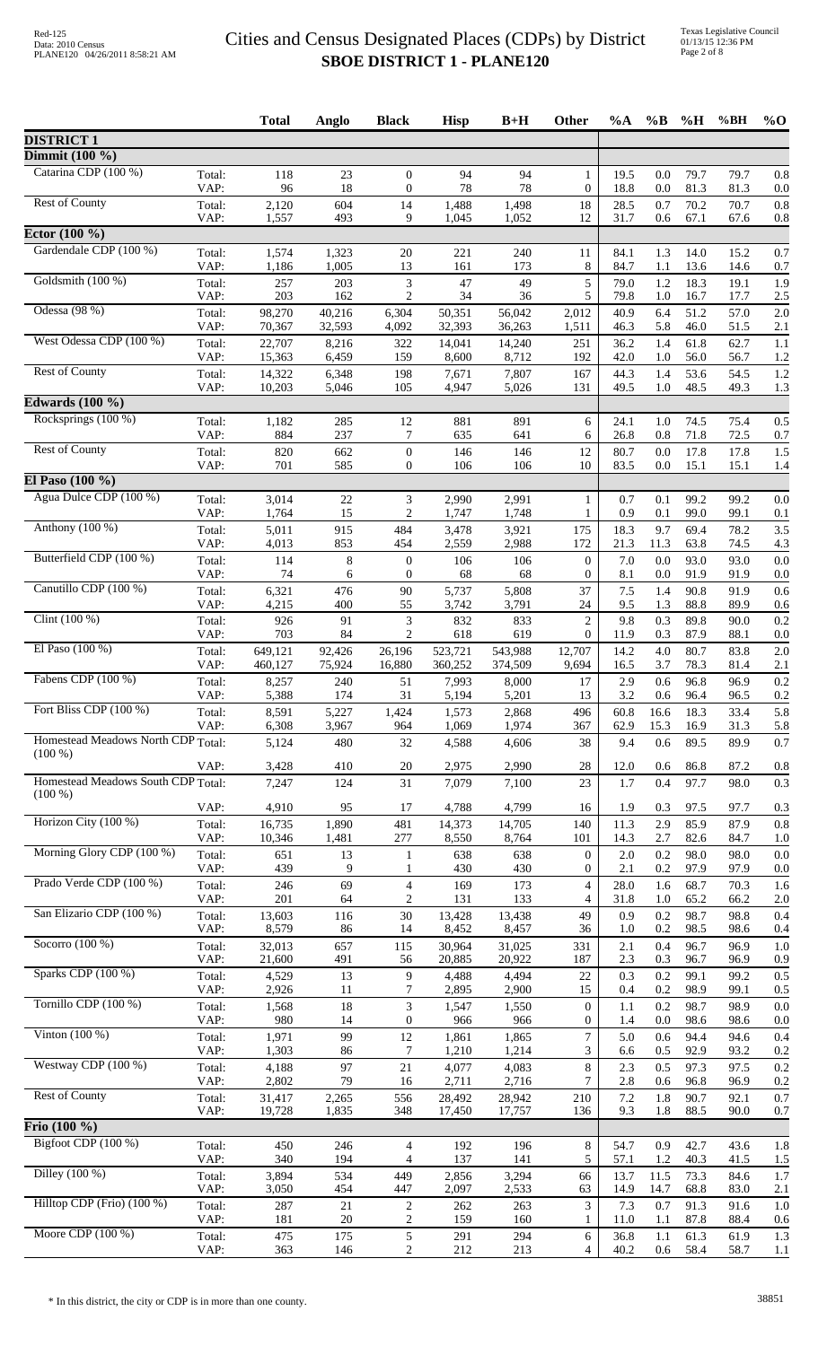# Cities and Census Designated Places (CDPs) by District
## SBOE DISTRICT 1 - PLANE120

| | | Total | Anglo | Black | Hisp | B+H | Other | %A | %B | %H | %BH | %O |
|---|---|---|---|---|---|---|---|---|---|---|---|---|
| **DISTRICT 1** | | | | | | | | | | | | |
| **Dimmit (100 %)** | | | | | | | | | | | | |
| Catarina CDP (100 %) | Total: | 118 | 23 | 0 | 94 | 94 | 1 | 19.5 | 0.0 | 79.7 | 79.7 | 0.8 |
| | VAP: | 96 | 18 | 0 | 78 | 78 | 0 | 18.8 | 0.0 | 81.3 | 81.3 | 0.0 |
| Rest of County | Total: | 2,120 | 604 | 14 | 1,488 | 1,498 | 18 | 28.5 | 0.7 | 70.2 | 70.7 | 0.8 |
| | VAP: | 1,557 | 493 | 9 | 1,045 | 1,052 | 12 | 31.7 | 0.6 | 67.1 | 67.6 | 0.8 |
| **Ector (100 %)** | | | | | | | | | | | | |
| Gardendale CDP (100 %) | Total: | 1,574 | 1,323 | 20 | 221 | 240 | 11 | 84.1 | 1.3 | 14.0 | 15.2 | 0.7 |
| | VAP: | 1,186 | 1,005 | 13 | 161 | 173 | 8 | 84.7 | 1.1 | 13.6 | 14.6 | 0.7 |
| Goldsmith (100 %) | Total: | 257 | 203 | 3 | 47 | 49 | 5 | 79.0 | 1.2 | 18.3 | 19.1 | 1.9 |
| | VAP: | 203 | 162 | 2 | 34 | 36 | 5 | 79.8 | 1.0 | 16.7 | 17.7 | 2.5 |
| Odessa (98 %) | Total: | 98,270 | 40,216 | 6,304 | 50,351 | 56,042 | 2,012 | 40.9 | 6.4 | 51.2 | 57.0 | 2.0 |
| | VAP: | 70,367 | 32,593 | 4,092 | 32,393 | 36,263 | 1,511 | 46.3 | 5.8 | 46.0 | 51.5 | 2.1 |
| West Odessa CDP (100 %) | Total: | 22,707 | 8,216 | 322 | 14,041 | 14,240 | 251 | 36.2 | 1.4 | 61.8 | 62.7 | 1.1 |
| | VAP: | 15,363 | 6,459 | 159 | 8,600 | 8,712 | 192 | 42.0 | 1.0 | 56.0 | 56.7 | 1.2 |
| Rest of County | Total: | 14,322 | 6,348 | 198 | 7,671 | 7,807 | 167 | 44.3 | 1.4 | 53.6 | 54.5 | 1.2 |
| | VAP: | 10,203 | 5,046 | 105 | 4,947 | 5,026 | 131 | 49.5 | 1.0 | 48.5 | 49.3 | 1.3 |
| **Edwards (100 %)** | | | | | | | | | | | | |
| Rocksprings (100 %) | Total: | 1,182 | 285 | 12 | 881 | 891 | 6 | 24.1 | 1.0 | 74.5 | 75.4 | 0.5 |
| | VAP: | 884 | 237 | 7 | 635 | 641 | 6 | 26.8 | 0.8 | 71.8 | 72.5 | 0.7 |
| Rest of County | Total: | 820 | 662 | 0 | 146 | 146 | 12 | 80.7 | 0.0 | 17.8 | 17.8 | 1.5 |
| | VAP: | 701 | 585 | 0 | 106 | 106 | 10 | 83.5 | 0.0 | 15.1 | 15.1 | 1.4 |
| **El Paso (100 %)** | | | | | | | | | | | | |
| Agua Dulce CDP (100 %) | Total: | 3,014 | 22 | 3 | 2,990 | 2,991 | 1 | 0.7 | 0.1 | 99.2 | 99.2 | 0.0 |
| | VAP: | 1,764 | 15 | 2 | 1,747 | 1,748 | 1 | 0.9 | 0.1 | 99.0 | 99.1 | 0.1 |
| Anthony (100 %) | Total: | 5,011 | 915 | 484 | 3,478 | 3,921 | 175 | 18.3 | 9.7 | 69.4 | 78.2 | 3.5 |
| | VAP: | 4,013 | 853 | 454 | 2,559 | 2,988 | 172 | 21.3 | 11.3 | 63.8 | 74.5 | 4.3 |
| Butterfield CDP (100 %) | Total: | 114 | 8 | 0 | 106 | 106 | 0 | 7.0 | 0.0 | 93.0 | 93.0 | 0.0 |
| | VAP: | 74 | 6 | 0 | 68 | 68 | 0 | 8.1 | 0.0 | 91.9 | 91.9 | 0.0 |
| Canutillo CDP (100 %) | Total: | 6,321 | 476 | 90 | 5,737 | 5,808 | 37 | 7.5 | 1.4 | 90.8 | 91.9 | 0.6 |
| | VAP: | 4,215 | 400 | 55 | 3,742 | 3,791 | 24 | 9.5 | 1.3 | 88.8 | 89.9 | 0.6 |
| Clint (100 %) | Total: | 926 | 91 | 3 | 832 | 833 | 2 | 9.8 | 0.3 | 89.8 | 90.0 | 0.2 |
| | VAP: | 703 | 84 | 2 | 618 | 619 | 0 | 11.9 | 0.3 | 87.9 | 88.1 | 0.0 |
| El Paso (100 %) | Total: | 649,121 | 92,426 | 26,196 | 523,721 | 543,988 | 12,707 | 14.2 | 4.0 | 80.7 | 83.8 | 2.0 |
| | VAP: | 460,127 | 75,924 | 16,880 | 360,252 | 374,509 | 9,694 | 16.5 | 3.7 | 78.3 | 81.4 | 2.1 |
| Fabens CDP (100 %) | Total: | 8,257 | 240 | 51 | 7,993 | 8,000 | 17 | 2.9 | 0.6 | 96.8 | 96.9 | 0.2 |
| | VAP: | 5,388 | 174 | 31 | 5,194 | 5,201 | 13 | 3.2 | 0.6 | 96.4 | 96.5 | 0.2 |
| Fort Bliss CDP (100 %) | Total: | 8,591 | 5,227 | 1,424 | 1,573 | 2,868 | 496 | 60.8 | 16.6 | 18.3 | 33.4 | 5.8 |
| | VAP: | 6,308 | 3,967 | 964 | 1,069 | 1,974 | 367 | 62.9 | 15.3 | 16.9 | 31.3 | 5.8 |
| Homestead Meadows North CDP (100 %) | Total: | 5,124 | 480 | 32 | 4,588 | 4,606 | 38 | 9.4 | 0.6 | 89.5 | 89.9 | 0.7 |
| | VAP: | 3,428 | 410 | 20 | 2,975 | 2,990 | 28 | 12.0 | 0.6 | 86.8 | 87.2 | 0.8 |
| Homestead Meadows South CDP (100 %) | Total: | 7,247 | 124 | 31 | 7,079 | 7,100 | 23 | 1.7 | 0.4 | 97.7 | 98.0 | 0.3 |
| | VAP: | 4,910 | 95 | 17 | 4,788 | 4,799 | 16 | 1.9 | 0.3 | 97.5 | 97.7 | 0.3 |
| Horizon City (100 %) | Total: | 16,735 | 1,890 | 481 | 14,373 | 14,705 | 140 | 11.3 | 2.9 | 85.9 | 87.9 | 0.8 |
| | VAP: | 10,346 | 1,481 | 277 | 8,550 | 8,764 | 101 | 14.3 | 2.7 | 82.6 | 84.7 | 1.0 |
| Morning Glory CDP (100 %) | Total: | 651 | 13 | 1 | 638 | 638 | 0 | 2.0 | 0.2 | 98.0 | 98.0 | 0.0 |
| | VAP: | 439 | 9 | 1 | 430 | 430 | 0 | 2.1 | 0.2 | 97.9 | 97.9 | 0.0 |
| Prado Verde CDP (100 %) | Total: | 246 | 69 | 4 | 169 | 173 | 4 | 28.0 | 1.6 | 68.7 | 70.3 | 1.6 |
| | VAP: | 201 | 64 | 2 | 131 | 133 | 4 | 31.8 | 1.0 | 65.2 | 66.2 | 2.0 |
| San Elizario CDP (100 %) | Total: | 13,603 | 116 | 30 | 13,428 | 13,438 | 49 | 0.9 | 0.2 | 98.7 | 98.8 | 0.4 |
| | VAP: | 8,579 | 86 | 14 | 8,452 | 8,457 | 36 | 1.0 | 0.2 | 98.5 | 98.6 | 0.4 |
| Socorro (100 %) | Total: | 32,013 | 657 | 115 | 30,964 | 31,025 | 331 | 2.1 | 0.4 | 96.7 | 96.9 | 1.0 |
| | VAP: | 21,600 | 491 | 56 | 20,885 | 20,922 | 187 | 2.3 | 0.3 | 96.7 | 96.9 | 0.9 |
| Sparks CDP (100 %) | Total: | 4,529 | 13 | 9 | 4,488 | 4,494 | 22 | 0.3 | 0.2 | 99.1 | 99.2 | 0.5 |
| | VAP: | 2,926 | 11 | 7 | 2,895 | 2,900 | 15 | 0.4 | 0.2 | 98.9 | 99.1 | 0.5 |
| Tornillo CDP (100 %) | Total: | 1,568 | 18 | 3 | 1,547 | 1,550 | 0 | 1.1 | 0.2 | 98.7 | 98.9 | 0.0 |
| | VAP: | 980 | 14 | 0 | 966 | 966 | 0 | 1.4 | 0.0 | 98.6 | 98.6 | 0.0 |
| Vinton (100 %) | Total: | 1,971 | 99 | 12 | 1,861 | 1,865 | 7 | 5.0 | 0.6 | 94.4 | 94.6 | 0.4 |
| | VAP: | 1,303 | 86 | 7 | 1,210 | 1,214 | 3 | 6.6 | 0.5 | 92.9 | 93.2 | 0.2 |
| Westway CDP (100 %) | Total: | 4,188 | 97 | 21 | 4,077 | 4,083 | 8 | 2.3 | 0.5 | 97.3 | 97.5 | 0.2 |
| | VAP: | 2,802 | 79 | 16 | 2,711 | 2,716 | 7 | 2.8 | 0.6 | 96.8 | 96.9 | 0.2 |
| Rest of County | Total: | 31,417 | 2,265 | 556 | 28,492 | 28,942 | 210 | 7.2 | 1.8 | 90.7 | 92.1 | 0.7 |
| | VAP: | 19,728 | 1,835 | 348 | 17,450 | 17,757 | 136 | 9.3 | 1.8 | 88.5 | 90.0 | 0.7 |
| **Frio (100 %)** | | | | | | | | | | | | |
| Bigfoot CDP (100 %) | Total: | 450 | 246 | 4 | 192 | 196 | 8 | 54.7 | 0.9 | 42.7 | 43.6 | 1.8 |
| | VAP: | 340 | 194 | 4 | 137 | 141 | 5 | 57.1 | 1.2 | 40.3 | 41.5 | 1.5 |
| Dilley (100 %) | Total: | 3,894 | 534 | 449 | 2,856 | 3,294 | 66 | 13.7 | 11.5 | 73.3 | 84.6 | 1.7 |
| | VAP: | 3,050 | 454 | 447 | 2,097 | 2,533 | 63 | 14.9 | 14.7 | 68.8 | 83.0 | 2.1 |
| Hilltop CDP (Frio) (100 %) | Total: | 287 | 21 | 2 | 262 | 263 | 3 | 7.3 | 0.7 | 91.3 | 91.6 | 1.0 |
| | VAP: | 181 | 20 | 2 | 159 | 160 | 1 | 11.0 | 1.1 | 87.8 | 88.4 | 0.6 |
| Moore CDP (100 %) | Total: | 475 | 175 | 5 | 291 | 294 | 6 | 36.8 | 1.1 | 61.3 | 61.9 | 1.3 |
| | VAP: | 363 | 146 | 2 | 212 | 213 | 4 | 40.2 | 0.6 | 58.4 | 58.7 | 1.1 |

* In this district, the city or CDP is in more than one county.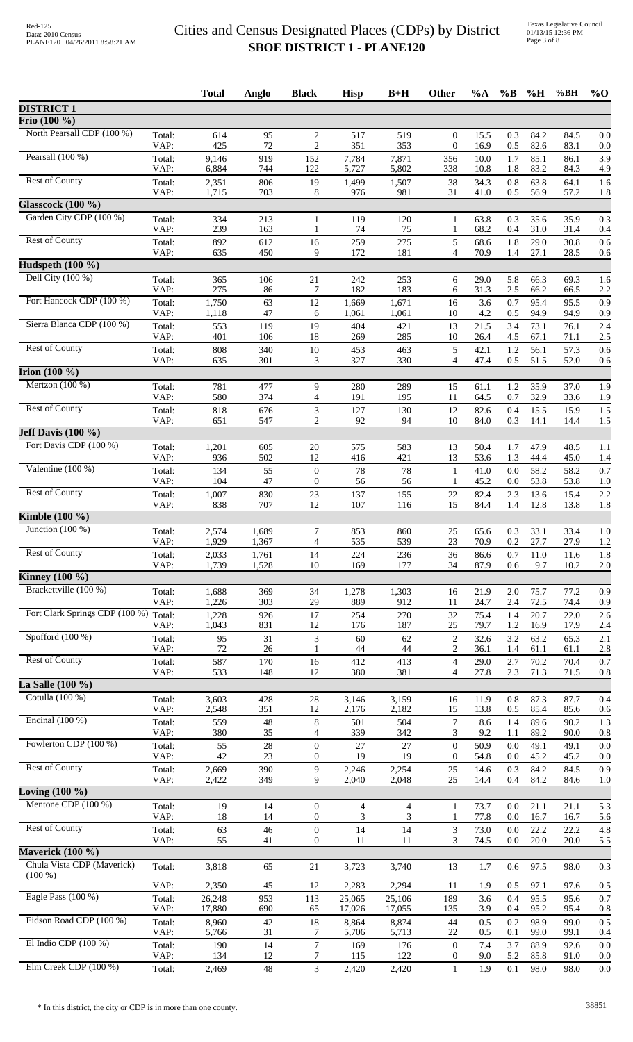# Cities and Census Designated Places (CDPs) by District

## SBOE DISTRICT 1 - PLANE120

| | | Total | Anglo | Black | Hisp | B+H | Other | %A | %B | %H | %BH | %O |
|---|---|---|---|---|---|---|---|---|---|---|---|---|
| **DISTRICT 1** | | | | | | | | | | | | |
| **Frio (100 %)** | | | | | | | | | | | | |
| North Pearsall CDP (100 %) | Total: | 614 | 95 | 2 | 517 | 519 | 0 | 15.5 | 0.3 | 84.2 | 84.5 | 0.0 |
| | VAP: | 425 | 72 | 2 | 351 | 353 | 0 | 16.9 | 0.5 | 82.6 | 83.1 | 0.0 |
| Pearsall (100 %) | Total: | 9,146 | 919 | 152 | 7,784 | 7,871 | 356 | 10.0 | 1.7 | 85.1 | 86.1 | 3.9 |
| | VAP: | 6,884 | 744 | 122 | 5,727 | 5,802 | 338 | 10.8 | 1.8 | 83.2 | 84.3 | 4.9 |
| Rest of County | Total: | 2,351 | 806 | 19 | 1,499 | 1,507 | 38 | 34.3 | 0.8 | 63.8 | 64.1 | 1.6 |
| | VAP: | 1,715 | 703 | 8 | 976 | 981 | 31 | 41.0 | 0.5 | 56.9 | 57.2 | 1.8 |
| **Glasscock (100 %)** | | | | | | | | | | | | |
| Garden City CDP (100 %) | Total: | 334 | 213 | 1 | 119 | 120 | 1 | 63.8 | 0.3 | 35.6 | 35.9 | 0.3 |
| | VAP: | 239 | 163 | 1 | 74 | 75 | 1 | 68.2 | 0.4 | 31.0 | 31.4 | 0.4 |
| Rest of County | Total: | 892 | 612 | 16 | 259 | 275 | 5 | 68.6 | 1.8 | 29.0 | 30.8 | 0.6 |
| | VAP: | 635 | 450 | 9 | 172 | 181 | 4 | 70.9 | 1.4 | 27.1 | 28.5 | 0.6 |
| **Hudspeth (100 %)** | | | | | | | | | | | | |
| Dell City (100 %) | Total: | 365 | 106 | 21 | 242 | 253 | 6 | 29.0 | 5.8 | 66.3 | 69.3 | 1.6 |
| | VAP: | 275 | 86 | 7 | 182 | 183 | 6 | 31.3 | 2.5 | 66.2 | 66.5 | 2.2 |
| Fort Hancock CDP (100 %) | Total: | 1,750 | 63 | 12 | 1,669 | 1,671 | 16 | 3.6 | 0.7 | 95.4 | 95.5 | 0.9 |
| | VAP: | 1,118 | 47 | 6 | 1,061 | 1,061 | 10 | 4.2 | 0.5 | 94.9 | 94.9 | 0.9 |
| Sierra Blanca CDP (100 %) | Total: | 553 | 119 | 19 | 404 | 421 | 13 | 21.5 | 3.4 | 73.1 | 76.1 | 2.4 |
| | VAP: | 401 | 106 | 18 | 269 | 285 | 10 | 26.4 | 4.5 | 67.1 | 71.1 | 2.5 |
| Rest of County | Total: | 808 | 340 | 10 | 453 | 463 | 5 | 42.1 | 1.2 | 56.1 | 57.3 | 0.6 |
| | VAP: | 635 | 301 | 3 | 327 | 330 | 4 | 47.4 | 0.5 | 51.5 | 52.0 | 0.6 |
| **Irion (100 %)** | | | | | | | | | | | | |
| Mertzon (100 %) | Total: | 781 | 477 | 9 | 280 | 289 | 15 | 61.1 | 1.2 | 35.9 | 37.0 | 1.9 |
| | VAP: | 580 | 374 | 4 | 191 | 195 | 11 | 64.5 | 0.7 | 32.9 | 33.6 | 1.9 |
| Rest of County | Total: | 818 | 676 | 3 | 127 | 130 | 12 | 82.6 | 0.4 | 15.5 | 15.9 | 1.5 |
| | VAP: | 651 | 547 | 2 | 92 | 94 | 10 | 84.0 | 0.3 | 14.1 | 14.4 | 1.5 |
| **Jeff Davis (100 %)** | | | | | | | | | | | | |
| Fort Davis CDP (100 %) | Total: | 1,201 | 605 | 20 | 575 | 583 | 13 | 50.4 | 1.7 | 47.9 | 48.5 | 1.1 |
| | VAP: | 936 | 502 | 12 | 416 | 421 | 13 | 53.6 | 1.3 | 44.4 | 45.0 | 1.4 |
| Valentine (100 %) | Total: | 134 | 55 | 0 | 78 | 78 | 1 | 41.0 | 0.0 | 58.2 | 58.2 | 0.7 |
| | VAP: | 104 | 47 | 0 | 56 | 56 | 1 | 45.2 | 0.0 | 53.8 | 53.8 | 1.0 |
| Rest of County | Total: | 1,007 | 830 | 23 | 137 | 155 | 22 | 82.4 | 2.3 | 13.6 | 15.4 | 2.2 |
| | VAP: | 838 | 707 | 12 | 107 | 116 | 15 | 84.4 | 1.4 | 12.8 | 13.8 | 1.8 |
| **Kimble (100 %)** | | | | | | | | | | | | |
| Junction (100 %) | Total: | 2,574 | 1,689 | 7 | 853 | 860 | 25 | 65.6 | 0.3 | 33.1 | 33.4 | 1.0 |
| | VAP: | 1,929 | 1,367 | 4 | 535 | 539 | 23 | 70.9 | 0.2 | 27.7 | 27.9 | 1.2 |
| Rest of County | Total: | 2,033 | 1,761 | 14 | 224 | 236 | 36 | 86.6 | 0.7 | 11.0 | 11.6 | 1.8 |
| | VAP: | 1,739 | 1,528 | 10 | 169 | 177 | 34 | 87.9 | 0.6 | 9.7 | 10.2 | 2.0 |
| **Kinney (100 %)** | | | | | | | | | | | | |
| Brackettville (100 %) | Total: | 1,688 | 369 | 34 | 1,278 | 1,303 | 16 | 21.9 | 2.0 | 75.7 | 77.2 | 0.9 |
| | VAP: | 1,226 | 303 | 29 | 889 | 912 | 11 | 24.7 | 2.4 | 72.5 | 74.4 | 0.9 |
| Fort Clark Springs CDP (100 %) | Total: | 1,228 | 926 | 17 | 254 | 270 | 32 | 75.4 | 1.4 | 20.7 | 22.0 | 2.6 |
| | VAP: | 1,043 | 831 | 12 | 176 | 187 | 25 | 79.7 | 1.2 | 16.9 | 17.9 | 2.4 |
| Spofford (100 %) | Total: | 95 | 31 | 3 | 60 | 62 | 2 | 32.6 | 3.2 | 63.2 | 65.3 | 2.1 |
| | VAP: | 72 | 26 | 1 | 44 | 44 | 2 | 36.1 | 1.4 | 61.1 | 61.1 | 2.8 |
| Rest of County | Total: | 587 | 170 | 16 | 412 | 413 | 4 | 29.0 | 2.7 | 70.2 | 70.4 | 0.7 |
| | VAP: | 533 | 148 | 12 | 380 | 381 | 4 | 27.8 | 2.3 | 71.3 | 71.5 | 0.8 |
| **La Salle (100 %)** | | | | | | | | | | | | |
| Cotulla (100 %) | Total: | 3,603 | 428 | 28 | 3,146 | 3,159 | 16 | 11.9 | 0.8 | 87.3 | 87.7 | 0.4 |
| | VAP: | 2,548 | 351 | 12 | 2,176 | 2,182 | 15 | 13.8 | 0.5 | 85.4 | 85.6 | 0.6 |
| Encinal (100 %) | Total: | 559 | 48 | 8 | 501 | 504 | 7 | 8.6 | 1.4 | 89.6 | 90.2 | 1.3 |
| | VAP: | 380 | 35 | 4 | 339 | 342 | 3 | 9.2 | 1.1 | 89.2 | 90.0 | 0.8 |
| Fowlerton CDP (100 %) | Total: | 55 | 28 | 0 | 27 | 27 | 0 | 50.9 | 0.0 | 49.1 | 49.1 | 0.0 |
| | VAP: | 42 | 23 | 0 | 19 | 19 | 0 | 54.8 | 0.0 | 45.2 | 45.2 | 0.0 |
| Rest of County | Total: | 2,669 | 390 | 9 | 2,246 | 2,254 | 25 | 14.6 | 0.3 | 84.2 | 84.5 | 0.9 |
| | VAP: | 2,422 | 349 | 9 | 2,040 | 2,048 | 25 | 14.4 | 0.4 | 84.2 | 84.6 | 1.0 |
| **Loving (100 %)** | | | | | | | | | | | | |
| Mentone CDP (100 %) | Total: | 19 | 14 | 0 | 4 | 4 | 1 | 73.7 | 0.0 | 21.1 | 21.1 | 5.3 |
| | VAP: | 18 | 14 | 0 | 3 | 3 | 1 | 77.8 | 0.0 | 16.7 | 16.7 | 5.6 |
| Rest of County | Total: | 63 | 46 | 0 | 14 | 14 | 3 | 73.0 | 0.0 | 22.2 | 22.2 | 4.8 |
| | VAP: | 55 | 41 | 0 | 11 | 11 | 3 | 74.5 | 0.0 | 20.0 | 20.0 | 5.5 |
| **Maverick (100 %)** | | | | | | | | | | | | |
| Chula Vista CDP (Maverick) (100 %) | Total: | 3,818 | 65 | 21 | 3,723 | 3,740 | 13 | 1.7 | 0.6 | 97.5 | 98.0 | 0.3 |
| | VAP: | 2,350 | 45 | 12 | 2,283 | 2,294 | 11 | 1.9 | 0.5 | 97.1 | 97.6 | 0.5 |
| Eagle Pass (100 %) | Total: | 26,248 | 953 | 113 | 25,065 | 25,106 | 189 | 3.6 | 0.4 | 95.5 | 95.6 | 0.7 |
| | VAP: | 17,880 | 690 | 65 | 17,026 | 17,055 | 135 | 3.9 | 0.4 | 95.2 | 95.4 | 0.8 |
| Eidson Road CDP (100 %) | Total: | 8,960 | 42 | 18 | 8,864 | 8,874 | 44 | 0.5 | 0.2 | 98.9 | 99.0 | 0.5 |
| | VAP: | 5,766 | 31 | 7 | 5,706 | 5,713 | 22 | 0.5 | 0.1 | 99.0 | 99.1 | 0.4 |
| El Indio CDP (100 %) | Total: | 190 | 14 | 7 | 169 | 176 | 0 | 7.4 | 3.7 | 88.9 | 92.6 | 0.0 |
| | VAP: | 134 | 12 | 7 | 115 | 122 | 0 | 9.0 | 5.2 | 85.8 | 91.0 | 0.0 |
| Elm Creek CDP (100 %) | Total: | 2,469 | 48 | 3 | 2,420 | 2,420 | 1 | 1.9 | 0.1 | 98.0 | 98.0 | 0.0 |

* In this district, the city or CDP is in more than one county.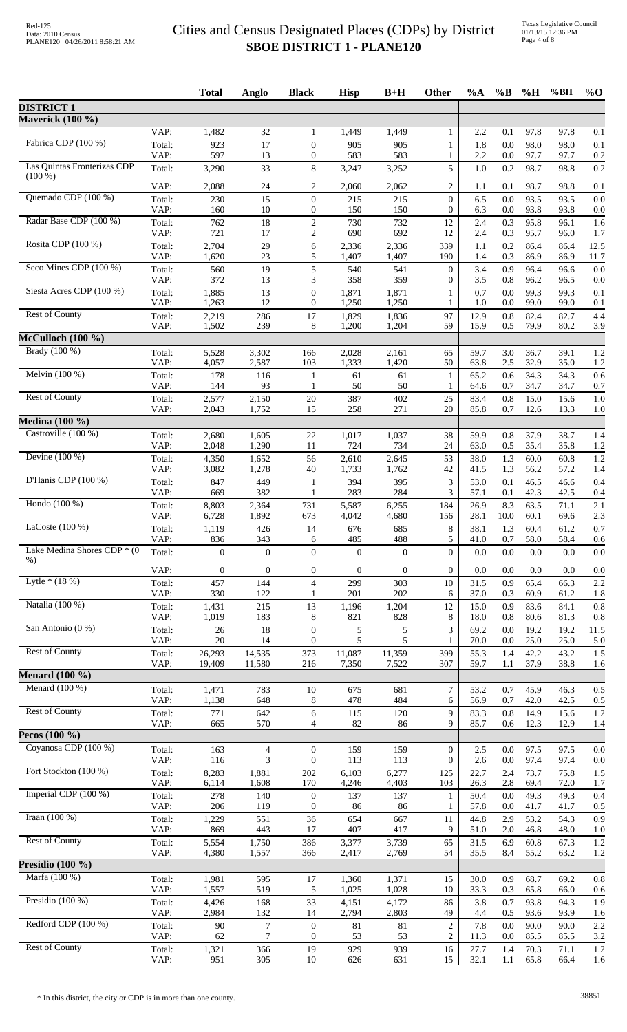# Cities and Census Designated Places (CDPs) by District
## SBOE DISTRICT 1 - PLANE120

| | | Total | Anglo | Black | Hisp | B+H | Other | %A | %B | %H | %BH | %O |
|---|---|---|---|---|---|---|---|---|---|---|---|---|
| **DISTRICT 1** | | | | | | | | | | | | |
| **Maverick (100 %)** | | | | | | | | | | | | |
| | VAP: | 1,482 | 32 | 1 | 1,449 | 1,449 | 1 | 2.2 | 0.1 | 97.8 | 97.8 | 0.1 |
| Fabrica CDP (100 %) | Total: | 923 | 17 | 0 | 905 | 905 | 1 | 1.8 | 0.0 | 98.0 | 98.0 | 0.1 |
| | VAP: | 597 | 13 | 0 | 583 | 583 | 1 | 2.2 | 0.0 | 97.7 | 97.7 | 0.2 |
| Las Quintas Fronterizas CDP (100 %) | Total: | 3,290 | 33 | 8 | 3,247 | 3,252 | 5 | 1.0 | 0.2 | 98.7 | 98.8 | 0.2 |
| | VAP: | 2,088 | 24 | 2 | 2,060 | 2,062 | 2 | 1.1 | 0.1 | 98.7 | 98.8 | 0.1 |
| Quemado CDP (100 %) | Total: | 230 | 15 | 0 | 215 | 215 | 0 | 6.5 | 0.0 | 93.5 | 93.5 | 0.0 |
| | VAP: | 160 | 10 | 0 | 150 | 150 | 0 | 6.3 | 0.0 | 93.8 | 93.8 | 0.0 |
| Radar Base CDP (100 %) | Total: | 762 | 18 | 2 | 730 | 732 | 12 | 2.4 | 0.3 | 95.8 | 96.1 | 1.6 |
| | VAP: | 721 | 17 | 2 | 690 | 692 | 12 | 2.4 | 0.3 | 95.7 | 96.0 | 1.7 |
| Rosita CDP (100 %) | Total: | 2,704 | 29 | 6 | 2,336 | 2,336 | 339 | 1.1 | 0.2 | 86.4 | 86.4 | 12.5 |
| | VAP: | 1,620 | 23 | 5 | 1,407 | 1,407 | 190 | 1.4 | 0.3 | 86.9 | 86.9 | 11.7 |
| Seco Mines CDP (100 %) | Total: | 560 | 19 | 5 | 540 | 541 | 0 | 3.4 | 0.9 | 96.4 | 96.6 | 0.0 |
| | VAP: | 372 | 13 | 3 | 358 | 359 | 0 | 3.5 | 0.8 | 96.2 | 96.5 | 0.0 |
| Siesta Acres CDP (100 %) | Total: | 1,885 | 13 | 0 | 1,871 | 1,871 | 1 | 0.7 | 0.0 | 99.3 | 99.3 | 0.1 |
| | VAP: | 1,263 | 12 | 0 | 1,250 | 1,250 | 1 | 1.0 | 0.0 | 99.0 | 99.0 | 0.1 |
| Rest of County | Total: | 2,219 | 286 | 17 | 1,829 | 1,836 | 97 | 12.9 | 0.8 | 82.4 | 82.7 | 4.4 |
| | VAP: | 1,502 | 239 | 8 | 1,200 | 1,204 | 59 | 15.9 | 0.5 | 79.9 | 80.2 | 3.9 |
| **McCulloch (100 %)** | | | | | | | | | | | | |
| Brady (100 %) | Total: | 5,528 | 3,302 | 166 | 2,028 | 2,161 | 65 | 59.7 | 3.0 | 36.7 | 39.1 | 1.2 |
| | VAP: | 4,057 | 2,587 | 103 | 1,333 | 1,420 | 50 | 63.8 | 2.5 | 32.9 | 35.0 | 1.2 |
| Melvin (100 %) | Total: | 178 | 116 | 1 | 61 | 61 | 1 | 65.2 | 0.6 | 34.3 | 34.3 | 0.6 |
| | VAP: | 144 | 93 | 1 | 50 | 50 | 1 | 64.6 | 0.7 | 34.7 | 34.7 | 0.7 |
| Rest of County | Total: | 2,577 | 2,150 | 20 | 387 | 402 | 25 | 83.4 | 0.8 | 15.0 | 15.6 | 1.0 |
| | VAP: | 2,043 | 1,752 | 15 | 258 | 271 | 20 | 85.8 | 0.7 | 12.6 | 13.3 | 1.0 |
| **Medina (100 %)** | | | | | | | | | | | | |
| Castroville (100 %) | Total: | 2,680 | 1,605 | 22 | 1,017 | 1,037 | 38 | 59.9 | 0.8 | 37.9 | 38.7 | 1.4 |
| | VAP: | 2,048 | 1,290 | 11 | 724 | 734 | 24 | 63.0 | 0.5 | 35.4 | 35.8 | 1.2 |
| Devine (100 %) | Total: | 4,350 | 1,652 | 56 | 2,610 | 2,645 | 53 | 38.0 | 1.3 | 60.0 | 60.8 | 1.2 |
| | VAP: | 3,082 | 1,278 | 40 | 1,733 | 1,762 | 42 | 41.5 | 1.3 | 56.2 | 57.2 | 1.4 |
| D'Hanis CDP (100 %) | Total: | 847 | 449 | 1 | 394 | 395 | 3 | 53.0 | 0.1 | 46.5 | 46.6 | 0.4 |
| | VAP: | 669 | 382 | 1 | 283 | 284 | 3 | 57.1 | 0.1 | 42.3 | 42.5 | 0.4 |
| Hondo (100 %) | Total: | 8,803 | 2,364 | 731 | 5,587 | 6,255 | 184 | 26.9 | 8.3 | 63.5 | 71.1 | 2.1 |
| | VAP: | 6,728 | 1,892 | 673 | 4,042 | 4,680 | 156 | 28.1 | 10.0 | 60.1 | 69.6 | 2.3 |
| LaCoste (100 %) | Total: | 1,119 | 426 | 14 | 676 | 685 | 8 | 38.1 | 1.3 | 60.4 | 61.2 | 0.7 |
| | VAP: | 836 | 343 | 6 | 485 | 488 | 5 | 41.0 | 0.7 | 58.0 | 58.4 | 0.6 |
| Lake Medina Shores CDP * (0 %) | Total: | 0 | 0 | 0 | 0 | 0 | 0 | 0.0 | 0.0 | 0.0 | 0.0 | 0.0 |
| | VAP: | 0 | 0 | 0 | 0 | 0 | 0 | 0.0 | 0.0 | 0.0 | 0.0 | 0.0 |
| Lytle * (18 %) | Total: | 457 | 144 | 4 | 299 | 303 | 10 | 31.5 | 0.9 | 65.4 | 66.3 | 2.2 |
| | VAP: | 330 | 122 | 1 | 201 | 202 | 6 | 37.0 | 0.3 | 60.9 | 61.2 | 1.8 |
| Natalia (100 %) | Total: | 1,431 | 215 | 13 | 1,196 | 1,204 | 12 | 15.0 | 0.9 | 83.6 | 84.1 | 0.8 |
| | VAP: | 1,019 | 183 | 8 | 821 | 828 | 8 | 18.0 | 0.8 | 80.6 | 81.3 | 0.8 |
| San Antonio (0 %) | Total: | 26 | 18 | 0 | 5 | 5 | 3 | 69.2 | 0.0 | 19.2 | 19.2 | 11.5 |
| | VAP: | 20 | 14 | 0 | 5 | 5 | 1 | 70.0 | 0.0 | 25.0 | 25.0 | 5.0 |
| Rest of County | Total: | 26,293 | 14,535 | 373 | 11,087 | 11,359 | 399 | 55.3 | 1.4 | 42.2 | 43.2 | 1.5 |
| | VAP: | 19,409 | 11,580 | 216 | 7,350 | 7,522 | 307 | 59.7 | 1.1 | 37.9 | 38.8 | 1.6 |
| **Menard (100 %)** | | | | | | | | | | | | |
| Menard (100 %) | Total: | 1,471 | 783 | 10 | 675 | 681 | 7 | 53.2 | 0.7 | 45.9 | 46.3 | 0.5 |
| | VAP: | 1,138 | 648 | 8 | 478 | 484 | 6 | 56.9 | 0.7 | 42.0 | 42.5 | 0.5 |
| Rest of County | Total: | 771 | 642 | 6 | 115 | 120 | 9 | 83.3 | 0.8 | 14.9 | 15.6 | 1.2 |
| | VAP: | 665 | 570 | 4 | 82 | 86 | 9 | 85.7 | 0.6 | 12.3 | 12.9 | 1.4 |
| **Pecos (100 %)** | | | | | | | | | | | | |
| Coyanosa CDP (100 %) | Total: | 163 | 4 | 0 | 159 | 159 | 0 | 2.5 | 0.0 | 97.5 | 97.5 | 0.0 |
| | VAP: | 116 | 3 | 0 | 113 | 113 | 0 | 2.6 | 0.0 | 97.4 | 97.4 | 0.0 |
| Fort Stockton (100 %) | Total: | 8,283 | 1,881 | 202 | 6,103 | 6,277 | 125 | 22.7 | 2.4 | 73.7 | 75.8 | 1.5 |
| | VAP: | 6,114 | 1,608 | 170 | 4,246 | 4,403 | 103 | 26.3 | 2.8 | 69.4 | 72.0 | 1.7 |
| Imperial CDP (100 %) | Total: | 278 | 140 | 0 | 137 | 137 | 1 | 50.4 | 0.0 | 49.3 | 49.3 | 0.4 |
| | VAP: | 206 | 119 | 0 | 86 | 86 | 1 | 57.8 | 0.0 | 41.7 | 41.7 | 0.5 |
| Iraan (100 %) | Total: | 1,229 | 551 | 36 | 654 | 667 | 11 | 44.8 | 2.9 | 53.2 | 54.3 | 0.9 |
| | VAP: | 869 | 443 | 17 | 407 | 417 | 9 | 51.0 | 2.0 | 46.8 | 48.0 | 1.0 |
| Rest of County | Total: | 5,554 | 1,750 | 386 | 3,377 | 3,739 | 65 | 31.5 | 6.9 | 60.8 | 67.3 | 1.2 |
| | VAP: | 4,380 | 1,557 | 366 | 2,417 | 2,769 | 54 | 35.5 | 8.4 | 55.2 | 63.2 | 1.2 |
| **Presidio (100 %)** | | | | | | | | | | | | |
| Marfa (100 %) | Total: | 1,981 | 595 | 17 | 1,360 | 1,371 | 15 | 30.0 | 0.9 | 68.7 | 69.2 | 0.8 |
| | VAP: | 1,557 | 519 | 5 | 1,025 | 1,028 | 10 | 33.3 | 0.3 | 65.8 | 66.0 | 0.6 |
| Presidio (100 %) | Total: | 4,426 | 168 | 33 | 4,151 | 4,172 | 86 | 3.8 | 0.7 | 93.8 | 94.3 | 1.9 |
| | VAP: | 2,984 | 132 | 14 | 2,794 | 2,803 | 49 | 4.4 | 0.5 | 93.6 | 93.9 | 1.6 |
| Redford CDP (100 %) | Total: | 90 | 7 | 0 | 81 | 81 | 2 | 7.8 | 0.0 | 90.0 | 90.0 | 2.2 |
| | VAP: | 62 | 7 | 0 | 53 | 53 | 2 | 11.3 | 0.0 | 85.5 | 85.5 | 3.2 |
| Rest of County | Total: | 1,321 | 366 | 19 | 929 | 939 | 16 | 27.7 | 1.4 | 70.3 | 71.1 | 1.2 |
| | VAP: | 951 | 305 | 10 | 626 | 631 | 15 | 32.1 | 1.1 | 65.8 | 66.4 | 1.6 |

* In this district, the city or CDP is in more than one county.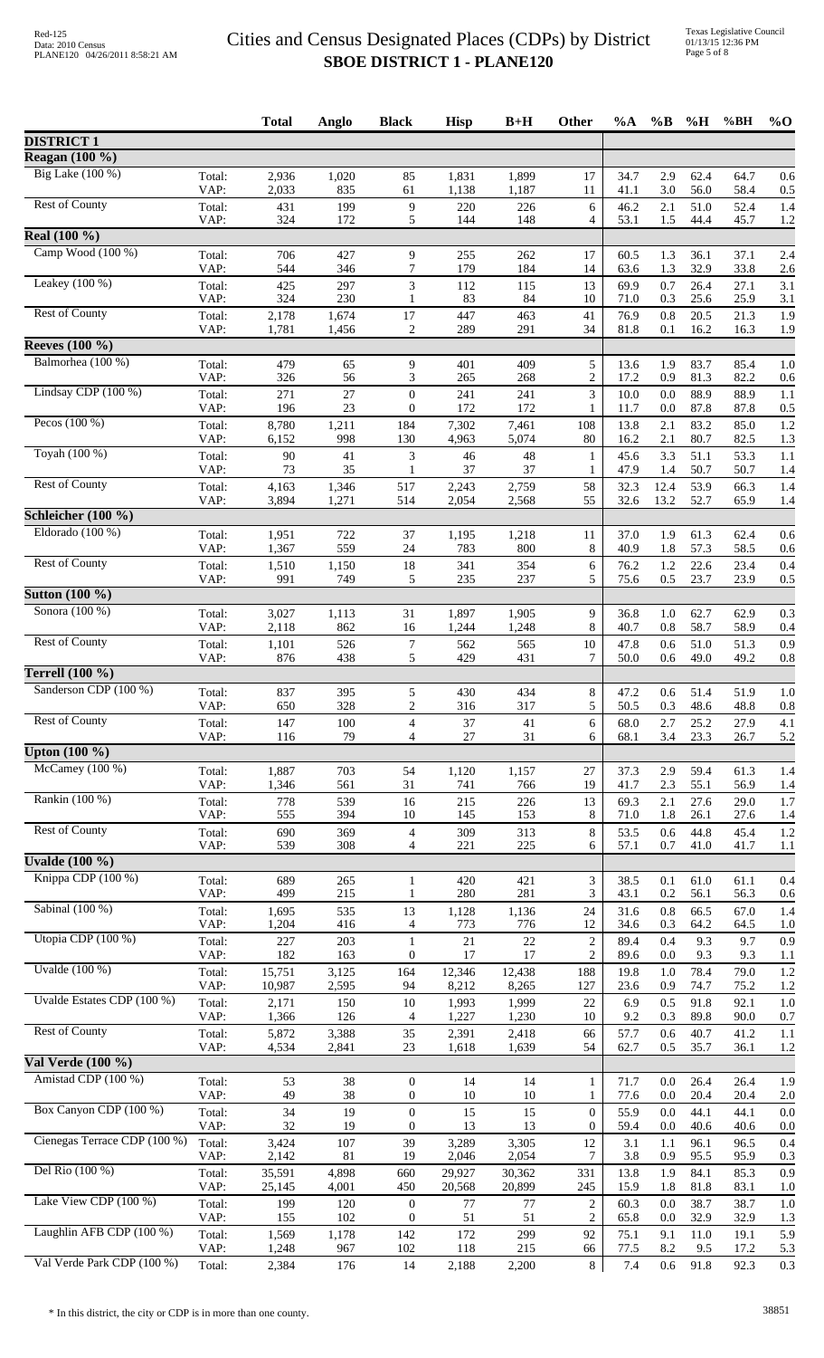# Cities and Census Designated Places (CDPs) by District

## SBOE DISTRICT 1 - PLANE120

| | | Total | Anglo | Black | Hisp | B+H | Other | %A | %B | %H | %BH | %O |
|---|---|---|---|---|---|---|---|---|---|---|---|---|
| **DISTRICT 1** | | | | | | | | | | | | |
| **Reagan (100 %)** | | | | | | | | | | | | |
| Big Lake (100 %) | Total: | 2,936 | 1,020 | 85 | 1,831 | 1,899 | 17 | 34.7 | 2.9 | 62.4 | 64.7 | 0.6 |
| | VAP: | 2,033 | 835 | 61 | 1,138 | 1,187 | 11 | 41.1 | 3.0 | 56.0 | 58.4 | 0.5 |
| Rest of County | Total: | 431 | 199 | 9 | 220 | 226 | 6 | 46.2 | 2.1 | 51.0 | 52.4 | 1.4 |
| | VAP: | 324 | 172 | 5 | 144 | 148 | 4 | 53.1 | 1.5 | 44.4 | 45.7 | 1.2 |
| **Real (100 %)** | | | | | | | | | | | | |
| Camp Wood (100 %) | Total: | 706 | 427 | 9 | 255 | 262 | 17 | 60.5 | 1.3 | 36.1 | 37.1 | 2.4 |
| | VAP: | 544 | 346 | 7 | 179 | 184 | 14 | 63.6 | 1.3 | 32.9 | 33.8 | 2.6 |
| Leakey (100 %) | Total: | 425 | 297 | 3 | 112 | 115 | 13 | 69.9 | 0.7 | 26.4 | 27.1 | 3.1 |
| | VAP: | 324 | 230 | 1 | 83 | 84 | 10 | 71.0 | 0.3 | 25.6 | 25.9 | 3.1 |
| Rest of County | Total: | 2,178 | 1,674 | 17 | 447 | 463 | 41 | 76.9 | 0.8 | 20.5 | 21.3 | 1.9 |
| | VAP: | 1,781 | 1,456 | 2 | 289 | 291 | 34 | 81.8 | 0.1 | 16.2 | 16.3 | 1.9 |
| **Reeves (100 %)** | | | | | | | | | | | | |
| Balmorhea (100 %) | Total: | 479 | 65 | 9 | 401 | 409 | 5 | 13.6 | 1.9 | 83.7 | 85.4 | 1.0 |
| | VAP: | 326 | 56 | 3 | 265 | 268 | 2 | 17.2 | 0.9 | 81.3 | 82.2 | 0.6 |
| Lindsay CDP (100 %) | Total: | 271 | 27 | 0 | 241 | 241 | 3 | 10.0 | 0.0 | 88.9 | 88.9 | 1.1 |
| | VAP: | 196 | 23 | 0 | 172 | 172 | 1 | 11.7 | 0.0 | 87.8 | 87.8 | 0.5 |
| Pecos (100 %) | Total: | 8,780 | 1,211 | 184 | 7,302 | 7,461 | 108 | 13.8 | 2.1 | 83.2 | 85.0 | 1.2 |
| | VAP: | 6,152 | 998 | 130 | 4,963 | 5,074 | 80 | 16.2 | 2.1 | 80.7 | 82.5 | 1.3 |
| Toyah (100 %) | Total: | 90 | 41 | 3 | 46 | 48 | 1 | 45.6 | 3.3 | 51.1 | 53.3 | 1.1 |
| | VAP: | 73 | 35 | 1 | 37 | 37 | 1 | 47.9 | 1.4 | 50.7 | 50.7 | 1.4 |
| Rest of County | Total: | 4,163 | 1,346 | 517 | 2,243 | 2,759 | 58 | 32.3 | 12.4 | 53.9 | 66.3 | 1.4 |
| | VAP: | 3,894 | 1,271 | 514 | 2,054 | 2,568 | 55 | 32.6 | 13.2 | 52.7 | 65.9 | 1.4 |
| **Schleicher (100 %)** | | | | | | | | | | | | |
| Eldorado (100 %) | Total: | 1,951 | 722 | 37 | 1,195 | 1,218 | 11 | 37.0 | 1.9 | 61.3 | 62.4 | 0.6 |
| | VAP: | 1,367 | 559 | 24 | 783 | 800 | 8 | 40.9 | 1.8 | 57.3 | 58.5 | 0.6 |
| Rest of County | Total: | 1,510 | 1,150 | 18 | 341 | 354 | 6 | 76.2 | 1.2 | 22.6 | 23.4 | 0.4 |
| | VAP: | 991 | 749 | 5 | 235 | 237 | 5 | 75.6 | 0.5 | 23.7 | 23.9 | 0.5 |
| **Sutton (100 %)** | | | | | | | | | | | | |
| Sonora (100 %) | Total: | 3,027 | 1,113 | 31 | 1,897 | 1,905 | 9 | 36.8 | 1.0 | 62.7 | 62.9 | 0.3 |
| | VAP: | 2,118 | 862 | 16 | 1,244 | 1,248 | 8 | 40.7 | 0.8 | 58.7 | 58.9 | 0.4 |
| Rest of County | Total: | 1,101 | 526 | 7 | 562 | 565 | 10 | 47.8 | 0.6 | 51.0 | 51.3 | 0.9 |
| | VAP: | 876 | 438 | 5 | 429 | 431 | 7 | 50.0 | 0.6 | 49.0 | 49.2 | 0.8 |
| **Terrell (100 %)** | | | | | | | | | | | | |
| Sanderson CDP (100 %) | Total: | 837 | 395 | 5 | 430 | 434 | 8 | 47.2 | 0.6 | 51.4 | 51.9 | 1.0 |
| | VAP: | 650 | 328 | 2 | 316 | 317 | 5 | 50.5 | 0.3 | 48.6 | 48.8 | 0.8 |
| Rest of County | Total: | 147 | 100 | 4 | 37 | 41 | 6 | 68.0 | 2.7 | 25.2 | 27.9 | 4.1 |
| | VAP: | 116 | 79 | 4 | 27 | 31 | 6 | 68.1 | 3.4 | 23.3 | 26.7 | 5.2 |
| **Upton (100 %)** | | | | | | | | | | | | |
| McCamey (100 %) | Total: | 1,887 | 703 | 54 | 1,120 | 1,157 | 27 | 37.3 | 2.9 | 59.4 | 61.3 | 1.4 |
| | VAP: | 1,346 | 561 | 31 | 741 | 766 | 19 | 41.7 | 2.3 | 55.1 | 56.9 | 1.4 |
| Rankin (100 %) | Total: | 778 | 539 | 16 | 215 | 226 | 13 | 69.3 | 2.1 | 27.6 | 29.0 | 1.7 |
| | VAP: | 555 | 394 | 10 | 145 | 153 | 8 | 71.0 | 1.8 | 26.1 | 27.6 | 1.4 |
| Rest of County | Total: | 690 | 369 | 4 | 309 | 313 | 8 | 53.5 | 0.6 | 44.8 | 45.4 | 1.2 |
| | VAP: | 539 | 308 | 4 | 221 | 225 | 6 | 57.1 | 0.7 | 41.0 | 41.7 | 1.1 |
| **Uvalde (100 %)** | | | | | | | | | | | | |
| Knippa CDP (100 %) | Total: | 689 | 265 | 1 | 420 | 421 | 3 | 38.5 | 0.1 | 61.0 | 61.1 | 0.4 |
| | VAP: | 499 | 215 | 1 | 280 | 281 | 3 | 43.1 | 0.2 | 56.1 | 56.3 | 0.6 |
| Sabinal (100 %) | Total: | 1,695 | 535 | 13 | 1,128 | 1,136 | 24 | 31.6 | 0.8 | 66.5 | 67.0 | 1.4 |
| | VAP: | 1,204 | 416 | 4 | 773 | 776 | 12 | 34.6 | 0.3 | 64.2 | 64.5 | 1.0 |
| Utopia CDP (100 %) | Total: | 227 | 203 | 1 | 21 | 22 | 2 | 89.4 | 0.4 | 9.3 | 9.7 | 0.9 |
| | VAP: | 182 | 163 | 0 | 17 | 17 | 2 | 89.6 | 0.0 | 9.3 | 9.3 | 1.1 |
| Uvalde (100 %) | Total: | 15,751 | 3,125 | 164 | 12,346 | 12,438 | 188 | 19.8 | 1.0 | 78.4 | 79.0 | 1.2 |
| | VAP: | 10,987 | 2,595 | 94 | 8,212 | 8,265 | 127 | 23.6 | 0.9 | 74.7 | 75.2 | 1.2 |
| Uvalde Estates CDP (100 %) | Total: | 2,171 | 150 | 10 | 1,993 | 1,999 | 22 | 6.9 | 0.5 | 91.8 | 92.1 | 1.0 |
| | VAP: | 1,366 | 126 | 4 | 1,227 | 1,230 | 10 | 9.2 | 0.3 | 89.8 | 90.0 | 0.7 |
| Rest of County | Total: | 5,872 | 3,388 | 35 | 2,391 | 2,418 | 66 | 57.7 | 0.6 | 40.7 | 41.2 | 1.1 |
| | VAP: | 4,534 | 2,841 | 23 | 1,618 | 1,639 | 54 | 62.7 | 0.5 | 35.7 | 36.1 | 1.2 |
| **Val Verde (100 %)** | | | | | | | | | | | | |
| Amistad CDP (100 %) | Total: | 53 | 38 | 0 | 14 | 14 | 1 | 71.7 | 0.0 | 26.4 | 26.4 | 1.9 |
| | VAP: | 49 | 38 | 0 | 10 | 10 | 1 | 77.6 | 0.0 | 20.4 | 20.4 | 2.0 |
| Box Canyon CDP (100 %) | Total: | 34 | 19 | 0 | 15 | 15 | 0 | 55.9 | 0.0 | 44.1 | 44.1 | 0.0 |
| | VAP: | 32 | 19 | 0 | 13 | 13 | 0 | 59.4 | 0.0 | 40.6 | 40.6 | 0.0 |
| Cienegas Terrace CDP (100 %) | Total: | 3,424 | 107 | 39 | 3,289 | 3,305 | 12 | 3.1 | 1.1 | 96.1 | 96.5 | 0.4 |
| | VAP: | 2,142 | 81 | 19 | 2,046 | 2,054 | 7 | 3.8 | 0.9 | 95.5 | 95.9 | 0.3 |
| Del Rio (100 %) | Total: | 35,591 | 4,898 | 660 | 29,927 | 30,362 | 331 | 13.8 | 1.9 | 84.1 | 85.3 | 0.9 |
| | VAP: | 25,145 | 4,001 | 450 | 20,568 | 20,899 | 245 | 15.9 | 1.8 | 81.8 | 83.1 | 1.0 |
| Lake View CDP (100 %) | Total: | 199 | 120 | 0 | 77 | 77 | 2 | 60.3 | 0.0 | 38.7 | 38.7 | 1.0 |
| | VAP: | 155 | 102 | 0 | 51 | 51 | 2 | 65.8 | 0.0 | 32.9 | 32.9 | 1.3 |
| Laughlin AFB CDP (100 %) | Total: | 1,569 | 1,178 | 142 | 172 | 299 | 92 | 75.1 | 9.1 | 11.0 | 19.1 | 5.9 |
| | VAP: | 1,248 | 967 | 102 | 118 | 215 | 66 | 77.5 | 8.2 | 9.5 | 17.2 | 5.3 |
| Val Verde Park CDP (100 %) | Total: | 2,384 | 176 | 14 | 2,188 | 2,200 | 8 | 7.4 | 0.6 | 91.8 | 92.3 | 0.3 |

* In this district, the city or CDP is in more than one county.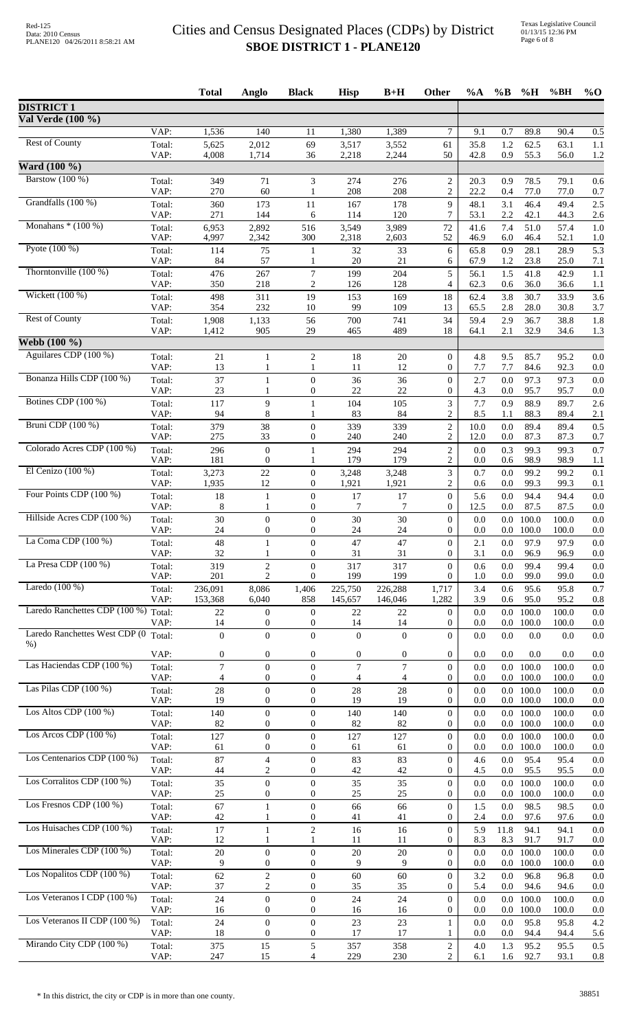# Cities and Census Designated Places (CDPs) by District
## SBOE DISTRICT 1 - PLANE120

| | | Total | Anglo | Black | Hisp | B+H | Other | %A | %B | %H | %BH | %O |
|---|---|---|---|---|---|---|---|---|---|---|---|---|
| **DISTRICT 1** | | | | | | | | | | | | |
| **Val Verde (100 %)** | | | | | | | | | | | | |
| | VAP: | 1,536 | 140 | 11 | 1,380 | 1,389 | 7 | 9.1 | 0.7 | 89.8 | 90.4 | 0.5 |
| Rest of County | Total: | 5,625 | 2,012 | 69 | 3,517 | 3,552 | 61 | 35.8 | 1.2 | 62.5 | 63.1 | 1.1 |
| | VAP: | 4,008 | 1,714 | 36 | 2,218 | 2,244 | 50 | 42.8 | 0.9 | 55.3 | 56.0 | 1.2 |
| **Ward (100 %)** | | | | | | | | | | | | |
| Barstow (100 %) | Total: | 349 | 71 | 3 | 274 | 276 | 2 | 20.3 | 0.9 | 78.5 | 79.1 | 0.6 |
| | VAP: | 270 | 60 | 1 | 208 | 208 | 2 | 22.2 | 0.4 | 77.0 | 77.0 | 0.7 |
| Grandfalls (100 %) | Total: | 360 | 173 | 11 | 167 | 178 | 9 | 48.1 | 3.1 | 46.4 | 49.4 | 2.5 |
| | VAP: | 271 | 144 | 6 | 114 | 120 | 7 | 53.1 | 2.2 | 42.1 | 44.3 | 2.6 |
| Monahans * (100 %) | Total: | 6,953 | 2,892 | 516 | 3,549 | 3,989 | 72 | 41.6 | 7.4 | 51.0 | 57.4 | 1.0 |
| | VAP: | 4,997 | 2,342 | 300 | 2,318 | 2,603 | 52 | 46.9 | 6.0 | 46.4 | 52.1 | 1.0 |
| Pyote (100 %) | Total: | 114 | 75 | 1 | 32 | 33 | 6 | 65.8 | 0.9 | 28.1 | 28.9 | 5.3 |
| | VAP: | 84 | 57 | 1 | 20 | 21 | 6 | 67.9 | 1.2 | 23.8 | 25.0 | 7.1 |
| Thorntonville (100 %) | Total: | 476 | 267 | 7 | 199 | 204 | 5 | 56.1 | 1.5 | 41.8 | 42.9 | 1.1 |
| | VAP: | 350 | 218 | 2 | 126 | 128 | 4 | 62.3 | 0.6 | 36.0 | 36.6 | 1.1 |
| Wickett (100 %) | Total: | 498 | 311 | 19 | 153 | 169 | 18 | 62.4 | 3.8 | 30.7 | 33.9 | 3.6 |
| | VAP: | 354 | 232 | 10 | 99 | 109 | 13 | 65.5 | 2.8 | 28.0 | 30.8 | 3.7 |
| Rest of County | Total: | 1,908 | 1,133 | 56 | 700 | 741 | 34 | 59.4 | 2.9 | 36.7 | 38.8 | 1.8 |
| | VAP: | 1,412 | 905 | 29 | 465 | 489 | 18 | 64.1 | 2.1 | 32.9 | 34.6 | 1.3 |
| **Webb (100 %)** | | | | | | | | | | | | |
| Aguilares CDP (100 %) | Total: | 21 | 1 | 2 | 18 | 20 | 0 | 4.8 | 9.5 | 85.7 | 95.2 | 0.0 |
| | VAP: | 13 | 1 | 1 | 11 | 12 | 0 | 7.7 | 7.7 | 84.6 | 92.3 | 0.0 |
| Bonanza Hills CDP (100 %) | Total: | 37 | 1 | 0 | 36 | 36 | 0 | 2.7 | 0.0 | 97.3 | 97.3 | 0.0 |
| | VAP: | 23 | 1 | 0 | 22 | 22 | 0 | 4.3 | 0.0 | 95.7 | 95.7 | 0.0 |
| Botines CDP (100 %) | Total: | 117 | 9 | 1 | 104 | 105 | 3 | 7.7 | 0.9 | 88.9 | 89.7 | 2.6 |
| | VAP: | 94 | 8 | 1 | 83 | 84 | 2 | 8.5 | 1.1 | 88.3 | 89.4 | 2.1 |
| Bruni CDP (100 %) | Total: | 379 | 38 | 0 | 339 | 339 | 2 | 10.0 | 0.0 | 89.4 | 89.4 | 0.5 |
| | VAP: | 275 | 33 | 0 | 240 | 240 | 2 | 12.0 | 0.0 | 87.3 | 87.3 | 0.7 |
| Colorado Acres CDP (100 %) | Total: | 296 | 0 | 1 | 294 | 294 | 2 | 0.0 | 0.3 | 99.3 | 99.3 | 0.7 |
| | VAP: | 181 | 0 | 1 | 179 | 179 | 2 | 0.0 | 0.6 | 98.9 | 98.9 | 1.1 |
| El Cenizo (100 %) | Total: | 3,273 | 22 | 0 | 3,248 | 3,248 | 3 | 0.7 | 0.0 | 99.2 | 99.2 | 0.1 |
| | VAP: | 1,935 | 12 | 0 | 1,921 | 1,921 | 2 | 0.6 | 0.0 | 99.3 | 99.3 | 0.1 |
| Four Points CDP (100 %) | Total: | 18 | 1 | 0 | 17 | 17 | 0 | 5.6 | 0.0 | 94.4 | 94.4 | 0.0 |
| | VAP: | 8 | 1 | 0 | 7 | 7 | 0 | 12.5 | 0.0 | 87.5 | 87.5 | 0.0 |
| Hillside Acres CDP (100 %) | Total: | 30 | 0 | 0 | 30 | 30 | 0 | 0.0 | 0.0 | 100.0 | 100.0 | 0.0 |
| | VAP: | 24 | 0 | 0 | 24 | 24 | 0 | 0.0 | 0.0 | 100.0 | 100.0 | 0.0 |
| La Coma CDP (100 %) | Total: | 48 | 1 | 0 | 47 | 47 | 0 | 2.1 | 0.0 | 97.9 | 97.9 | 0.0 |
| | VAP: | 32 | 1 | 0 | 31 | 31 | 0 | 3.1 | 0.0 | 96.9 | 96.9 | 0.0 |
| La Presa CDP (100 %) | Total: | 319 | 2 | 0 | 317 | 317 | 0 | 0.6 | 0.0 | 99.4 | 99.4 | 0.0 |
| | VAP: | 201 | 2 | 0 | 199 | 199 | 0 | 1.0 | 0.0 | 99.0 | 99.0 | 0.0 |
| Laredo (100 %) | Total: | 236,091 | 8,086 | 1,406 | 225,750 | 226,288 | 1,717 | 3.4 | 0.6 | 95.6 | 95.8 | 0.7 |
| | VAP: | 153,368 | 6,040 | 858 | 145,657 | 146,046 | 1,282 | 3.9 | 0.6 | 95.0 | 95.2 | 0.8 |
| Laredo Ranchettes CDP (100 %) | Total: | 22 | 0 | 0 | 22 | 22 | 0 | 0.0 | 0.0 | 100.0 | 100.0 | 0.0 |
| | VAP: | 14 | 0 | 0 | 14 | 14 | 0 | 0.0 | 0.0 | 100.0 | 100.0 | 0.0 |
| Laredo Ranchettes West CDP (0 %) | Total: | 0 | 0 | 0 | 0 | 0 | 0 | 0.0 | 0.0 | 0.0 | 0.0 | 0.0 |
| | VAP: | 0 | 0 | 0 | 0 | 0 | 0 | 0.0 | 0.0 | 0.0 | 0.0 | 0.0 |
| Las Haciendas CDP (100 %) | Total: | 7 | 0 | 0 | 7 | 7 | 0 | 0.0 | 0.0 | 100.0 | 100.0 | 0.0 |
| | VAP: | 4 | 0 | 0 | 4 | 4 | 0 | 0.0 | 0.0 | 100.0 | 100.0 | 0.0 |
| Las Pilas CDP (100 %) | Total: | 28 | 0 | 0 | 28 | 28 | 0 | 0.0 | 0.0 | 100.0 | 100.0 | 0.0 |
| | VAP: | 19 | 0 | 0 | 19 | 19 | 0 | 0.0 | 0.0 | 100.0 | 100.0 | 0.0 |
| Los Altos CDP (100 %) | Total: | 140 | 0 | 0 | 140 | 140 | 0 | 0.0 | 0.0 | 100.0 | 100.0 | 0.0 |
| | VAP: | 82 | 0 | 0 | 82 | 82 | 0 | 0.0 | 0.0 | 100.0 | 100.0 | 0.0 |
| Los Arcos CDP (100 %) | Total: | 127 | 0 | 0 | 127 | 127 | 0 | 0.0 | 0.0 | 100.0 | 100.0 | 0.0 |
| | VAP: | 61 | 0 | 0 | 61 | 61 | 0 | 0.0 | 0.0 | 100.0 | 100.0 | 0.0 |
| Los Centenarios CDP (100 %) | Total: | 87 | 4 | 0 | 83 | 83 | 0 | 4.6 | 0.0 | 95.4 | 95.4 | 0.0 |
| | VAP: | 44 | 2 | 0 | 42 | 42 | 0 | 4.5 | 0.0 | 95.5 | 95.5 | 0.0 |
| Los Corralitos CDP (100 %) | Total: | 35 | 0 | 0 | 35 | 35 | 0 | 0.0 | 0.0 | 100.0 | 100.0 | 0.0 |
| | VAP: | 25 | 0 | 0 | 25 | 25 | 0 | 0.0 | 0.0 | 100.0 | 100.0 | 0.0 |
| Los Fresnos CDP (100 %) | Total: | 67 | 1 | 0 | 66 | 66 | 0 | 1.5 | 0.0 | 98.5 | 98.5 | 0.0 |
| | VAP: | 42 | 1 | 0 | 41 | 41 | 0 | 2.4 | 0.0 | 97.6 | 97.6 | 0.0 |
| Los Huisaches CDP (100 %) | Total: | 17 | 1 | 2 | 16 | 16 | 0 | 5.9 | 11.8 | 94.1 | 94.1 | 0.0 |
| | VAP: | 12 | 1 | 1 | 11 | 11 | 0 | 8.3 | 8.3 | 91.7 | 91.7 | 0.0 |
| Los Minerales CDP (100 %) | Total: | 20 | 0 | 0 | 20 | 20 | 0 | 0.0 | 0.0 | 100.0 | 100.0 | 0.0 |
| | VAP: | 9 | 0 | 0 | 9 | 9 | 0 | 0.0 | 0.0 | 100.0 | 100.0 | 0.0 |
| Los Nopalitos CDP (100 %) | Total: | 62 | 2 | 0 | 60 | 60 | 0 | 3.2 | 0.0 | 96.8 | 96.8 | 0.0 |
| | VAP: | 37 | 2 | 0 | 35 | 35 | 0 | 5.4 | 0.0 | 94.6 | 94.6 | 0.0 |
| Los Veteranos I CDP (100 %) | Total: | 24 | 0 | 0 | 24 | 24 | 0 | 0.0 | 0.0 | 100.0 | 100.0 | 0.0 |
| | VAP: | 16 | 0 | 0 | 16 | 16 | 0 | 0.0 | 0.0 | 100.0 | 100.0 | 0.0 |
| Los Veteranos II CDP (100 %) | Total: | 24 | 0 | 0 | 23 | 23 | 1 | 0.0 | 0.0 | 95.8 | 95.8 | 4.2 |
| | VAP: | 18 | 0 | 0 | 17 | 17 | 1 | 0.0 | 0.0 | 94.4 | 94.4 | 5.6 |
| Mirando City CDP (100 %) | Total: | 375 | 15 | 5 | 357 | 358 | 2 | 4.0 | 1.3 | 95.2 | 95.5 | 0.5 |
| | VAP: | 247 | 15 | 4 | 229 | 230 | 2 | 6.1 | 1.6 | 92.7 | 93.1 | 0.8 |

\* In this district, the city or CDP is in more than one county.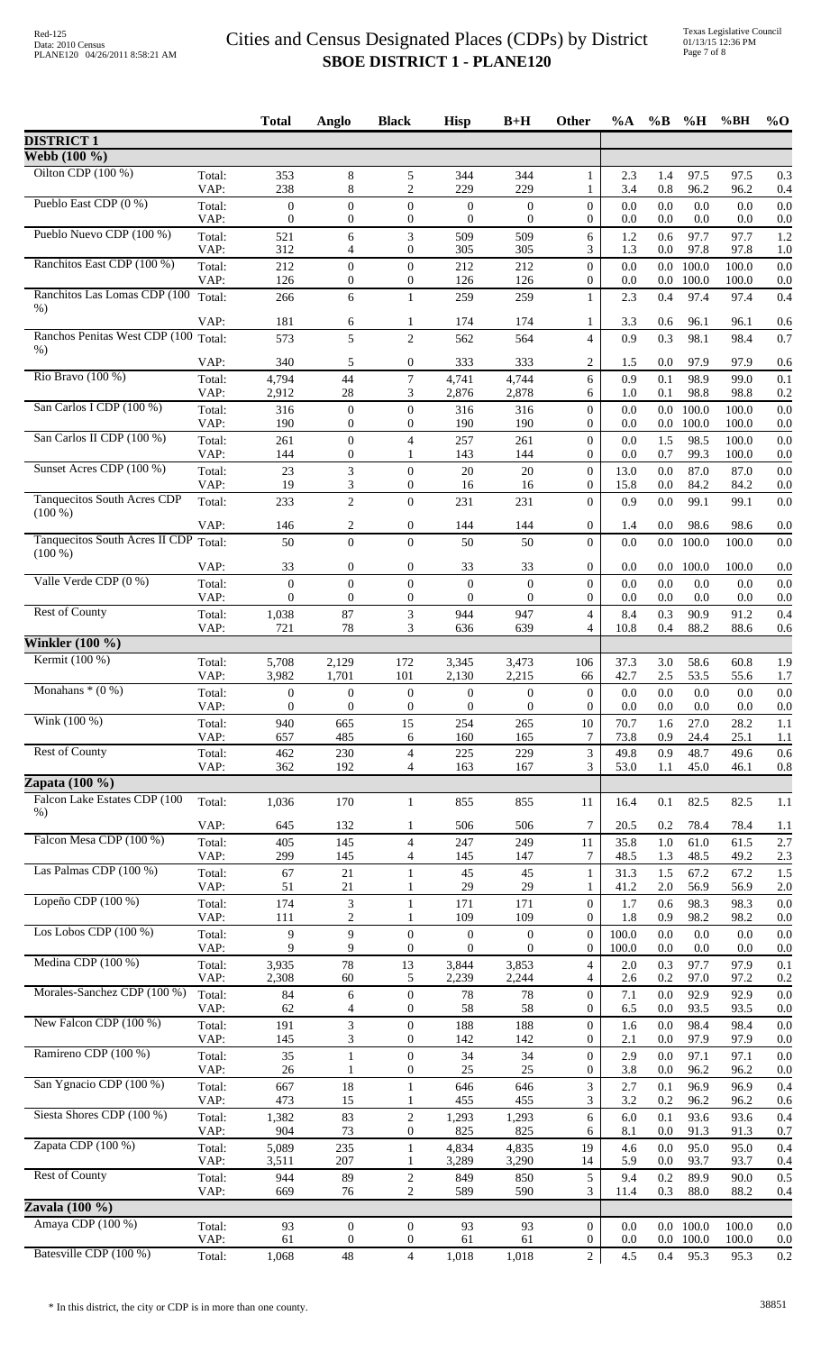# Cities and Census Designated Places (CDPs) by District
## SBOE DISTRICT 1 - PLANE120

| | | Total | Anglo | Black | Hisp | B+H | Other | %A | %B | %H | %BH | %O |
|---|---|---|---|---|---|---|---|---|---|---|---|---|
| **DISTRICT 1** | | | | | | | | | | | | |
| **Webb (100 %)** | | | | | | | | | | | | |
| Oilton CDP (100 %) | Total: | 353 | 8 | 5 | 344 | 344 | 1 | 2.3 | 1.4 | 97.5 | 97.5 | 0.3 |
| | VAP: | 238 | 8 | 2 | 229 | 229 | 1 | 3.4 | 0.8 | 96.2 | 96.2 | 0.4 |
| Pueblo East CDP (0 %) | Total: | 0 | 0 | 0 | 0 | 0 | 0 | 0.0 | 0.0 | 0.0 | 0.0 | 0.0 |
| | VAP: | 0 | 0 | 0 | 0 | 0 | 0 | 0.0 | 0.0 | 0.0 | 0.0 | 0.0 |
| Pueblo Nuevo CDP (100 %) | Total: | 521 | 6 | 3 | 509 | 509 | 6 | 1.2 | 0.6 | 97.7 | 97.7 | 1.2 |
| | VAP: | 312 | 4 | 0 | 305 | 305 | 3 | 1.3 | 0.0 | 97.8 | 97.8 | 1.0 |
| Ranchitos East CDP (100 %) | Total: | 212 | 0 | 0 | 212 | 212 | 0 | 0.0 | 0.0 | 100.0 | 100.0 | 0.0 |
| | VAP: | 126 | 0 | 0 | 126 | 126 | 0 | 0.0 | 0.0 | 100.0 | 100.0 | 0.0 |
| Ranchitos Las Lomas CDP (100 %) | Total: | 266 | 6 | 1 | 259 | 259 | 1 | 2.3 | 0.4 | 97.4 | 97.4 | 0.4 |
| | VAP: | 181 | 6 | 1 | 174 | 174 | 1 | 3.3 | 0.6 | 96.1 | 96.1 | 0.6 |
| Ranchos Penitas West CDP (100 %) | Total: | 573 | 5 | 2 | 562 | 564 | 4 | 0.9 | 0.3 | 98.1 | 98.4 | 0.7 |
| | VAP: | 340 | 5 | 0 | 333 | 333 | 2 | 1.5 | 0.0 | 97.9 | 97.9 | 0.6 |
| Rio Bravo (100 %) | Total: | 4,794 | 44 | 7 | 4,741 | 4,744 | 6 | 0.9 | 0.1 | 98.9 | 99.0 | 0.1 |
| | VAP: | 2,912 | 28 | 3 | 2,876 | 2,878 | 6 | 1.0 | 0.1 | 98.8 | 98.8 | 0.2 |
| San Carlos I CDP (100 %) | Total: | 316 | 0 | 0 | 316 | 316 | 0 | 0.0 | 0.0 | 100.0 | 100.0 | 0.0 |
| | VAP: | 190 | 0 | 0 | 190 | 190 | 0 | 0.0 | 0.0 | 100.0 | 100.0 | 0.0 |
| San Carlos II CDP (100 %) | Total: | 261 | 0 | 4 | 257 | 261 | 0 | 0.0 | 1.5 | 98.5 | 100.0 | 0.0 |
| | VAP: | 144 | 0 | 1 | 143 | 144 | 0 | 0.0 | 0.7 | 99.3 | 100.0 | 0.0 |
| Sunset Acres CDP (100 %) | Total: | 23 | 3 | 0 | 20 | 20 | 0 | 13.0 | 0.0 | 87.0 | 87.0 | 0.0 |
| | VAP: | 19 | 3 | 0 | 16 | 16 | 0 | 15.8 | 0.0 | 84.2 | 84.2 | 0.0 |
| Tanquecitos South Acres CDP (100 %) | Total: | 233 | 2 | 0 | 231 | 231 | 0 | 0.9 | 0.0 | 99.1 | 99.1 | 0.0 |
| | VAP: | 146 | 2 | 0 | 144 | 144 | 0 | 1.4 | 0.0 | 98.6 | 98.6 | 0.0 |
| Tanquecitos South Acres II CDP (100 %) | Total: | 50 | 0 | 0 | 50 | 50 | 0 | 0.0 | 0.0 | 100.0 | 100.0 | 0.0 |
| | VAP: | 33 | 0 | 0 | 33 | 33 | 0 | 0.0 | 0.0 | 100.0 | 100.0 | 0.0 |
| Valle Verde CDP (0 %) | Total: | 0 | 0 | 0 | 0 | 0 | 0 | 0.0 | 0.0 | 0.0 | 0.0 | 0.0 |
| | VAP: | 0 | 0 | 0 | 0 | 0 | 0 | 0.0 | 0.0 | 0.0 | 0.0 | 0.0 |
| Rest of County | Total: | 1,038 | 87 | 3 | 944 | 947 | 4 | 8.4 | 0.3 | 90.9 | 91.2 | 0.4 |
| | VAP: | 721 | 78 | 3 | 636 | 639 | 4 | 10.8 | 0.4 | 88.2 | 88.6 | 0.6 |
| **Winkler (100 %)** | | | | | | | | | | | | |
| Kermit (100 %) | Total: | 5,708 | 2,129 | 172 | 3,345 | 3,473 | 106 | 37.3 | 3.0 | 58.6 | 60.8 | 1.9 |
| | VAP: | 3,982 | 1,701 | 101 | 2,130 | 2,215 | 66 | 42.7 | 2.5 | 53.5 | 55.6 | 1.7 |
| Monahans * (0 %) | Total: | 0 | 0 | 0 | 0 | 0 | 0 | 0.0 | 0.0 | 0.0 | 0.0 | 0.0 |
| | VAP: | 0 | 0 | 0 | 0 | 0 | 0 | 0.0 | 0.0 | 0.0 | 0.0 | 0.0 |
| Wink (100 %) | Total: | 940 | 665 | 15 | 254 | 265 | 10 | 70.7 | 1.6 | 27.0 | 28.2 | 1.1 |
| | VAP: | 657 | 485 | 6 | 160 | 165 | 7 | 73.8 | 0.9 | 24.4 | 25.1 | 1.1 |
| Rest of County | Total: | 462 | 230 | 4 | 225 | 229 | 3 | 49.8 | 0.9 | 48.7 | 49.6 | 0.6 |
| | VAP: | 362 | 192 | 4 | 163 | 167 | 3 | 53.0 | 1.1 | 45.0 | 46.1 | 0.8 |
| **Zapata (100 %)** | | | | | | | | | | | | |
| Falcon Lake Estates CDP (100 %) | Total: | 1,036 | 170 | 1 | 855 | 855 | 11 | 16.4 | 0.1 | 82.5 | 82.5 | 1.1 |
| | VAP: | 645 | 132 | 1 | 506 | 506 | 7 | 20.5 | 0.2 | 78.4 | 78.4 | 1.1 |
| Falcon Mesa CDP (100 %) | Total: | 405 | 145 | 4 | 247 | 249 | 11 | 35.8 | 1.0 | 61.0 | 61.5 | 2.7 |
| | VAP: | 299 | 145 | 4 | 145 | 147 | 7 | 48.5 | 1.3 | 48.5 | 49.2 | 2.3 |
| Las Palmas CDP (100 %) | Total: | 67 | 21 | 1 | 45 | 45 | 1 | 31.3 | 1.5 | 67.2 | 67.2 | 1.5 |
| | VAP: | 51 | 21 | 1 | 29 | 29 | 1 | 41.2 | 2.0 | 56.9 | 56.9 | 2.0 |
| Lopeño CDP (100 %) | Total: | 174 | 3 | 1 | 171 | 171 | 0 | 1.7 | 0.6 | 98.3 | 98.3 | 0.0 |
| | VAP: | 111 | 2 | 1 | 109 | 109 | 0 | 1.8 | 0.9 | 98.2 | 98.2 | 0.0 |
| Los Lobos CDP (100 %) | Total: | 9 | 9 | 0 | 0 | 0 | 0 | 100.0 | 0.0 | 0.0 | 0.0 | 0.0 |
| | VAP: | 9 | 9 | 0 | 0 | 0 | 0 | 100.0 | 0.0 | 0.0 | 0.0 | 0.0 |
| Medina CDP (100 %) | Total: | 3,935 | 78 | 13 | 3,844 | 3,853 | 4 | 2.0 | 0.3 | 97.7 | 97.9 | 0.1 |
| | VAP: | 2,308 | 60 | 5 | 2,239 | 2,244 | 4 | 2.6 | 0.2 | 97.0 | 97.2 | 0.2 |
| Morales-Sanchez CDP (100 %) | Total: | 84 | 6 | 0 | 78 | 78 | 0 | 7.1 | 0.0 | 92.9 | 92.9 | 0.0 |
| | VAP: | 62 | 4 | 0 | 58 | 58 | 0 | 6.5 | 0.0 | 93.5 | 93.5 | 0.0 |
| New Falcon CDP (100 %) | Total: | 191 | 3 | 0 | 188 | 188 | 0 | 1.6 | 0.0 | 98.4 | 98.4 | 0.0 |
| | VAP: | 145 | 3 | 0 | 142 | 142 | 0 | 2.1 | 0.0 | 97.9 | 97.9 | 0.0 |
| Ramireno CDP (100 %) | Total: | 35 | 1 | 0 | 34 | 34 | 0 | 2.9 | 0.0 | 97.1 | 97.1 | 0.0 |
| | VAP: | 26 | 1 | 0 | 25 | 25 | 0 | 3.8 | 0.0 | 96.2 | 96.2 | 0.0 |
| San Ygnacio CDP (100 %) | Total: | 667 | 18 | 1 | 646 | 646 | 3 | 2.7 | 0.1 | 96.9 | 96.9 | 0.4 |
| | VAP: | 473 | 15 | 1 | 455 | 455 | 3 | 3.2 | 0.2 | 96.2 | 96.2 | 0.6 |
| Siesta Shores CDP (100 %) | Total: | 1,382 | 83 | 2 | 1,293 | 1,293 | 6 | 6.0 | 0.1 | 93.6 | 93.6 | 0.4 |
| | VAP: | 904 | 73 | 0 | 825 | 825 | 6 | 8.1 | 0.0 | 91.3 | 91.3 | 0.7 |
| Zapata CDP (100 %) | Total: | 5,089 | 235 | 1 | 4,834 | 4,835 | 19 | 4.6 | 0.0 | 95.0 | 95.0 | 0.4 |
| | VAP: | 3,511 | 207 | 1 | 3,289 | 3,290 | 14 | 5.9 | 0.0 | 93.7 | 93.7 | 0.4 |
| Rest of County | Total: | 944 | 89 | 2 | 849 | 850 | 5 | 9.4 | 0.2 | 89.9 | 90.0 | 0.5 |
| | VAP: | 669 | 76 | 2 | 589 | 590 | 3 | 11.4 | 0.3 | 88.0 | 88.2 | 0.4 |
| **Zavala (100 %)** | | | | | | | | | | | | |
| Amaya CDP (100 %) | Total: | 93 | 0 | 0 | 93 | 93 | 0 | 0.0 | 0.0 | 100.0 | 100.0 | 0.0 |
| | VAP: | 61 | 0 | 0 | 61 | 61 | 0 | 0.0 | 0.0 | 100.0 | 100.0 | 0.0 |
| Batesville CDP (100 %) | Total: | 1,068 | 48 | 4 | 1,018 | 1,018 | 2 | 4.5 | 0.4 | 95.3 | 95.3 | 0.2 |

* In this district, the city or CDP is in more than one county.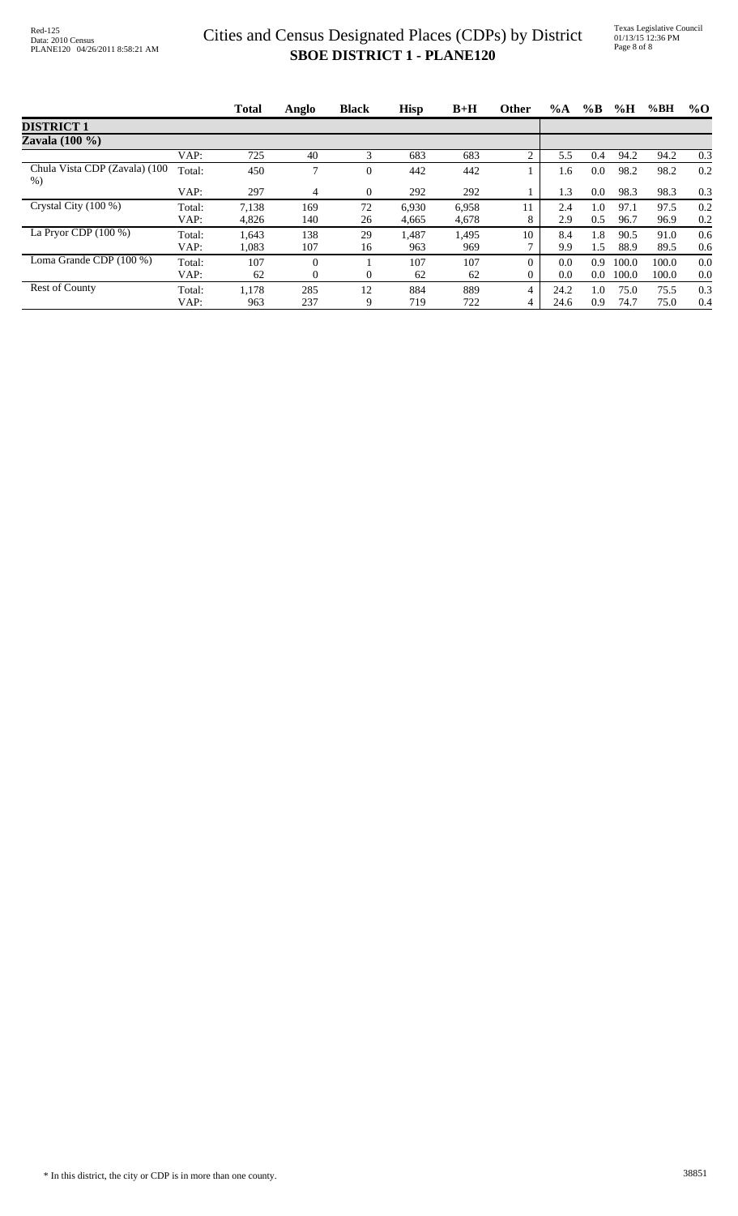# Cities and Census Designated Places (CDPs) by District

## SBOE DISTRICT 1 - PLANE120

| | | Total | Anglo | Black | Hisp | B+H | Other | %A | %B | %H | %BH | %O |
|---|---|---|---|---|---|---|---|---|---|---|---|---|
| **DISTRICT 1** | | | | | | | | | | | | |
| **Zavala (100 %)** | | | | | | | | | | | | |
| | VAP: | 725 | 40 | 3 | 683 | 683 | 2 | 5.5 | 0.4 | 94.2 | 94.2 | 0.3 |
| Chula Vista CDP (Zavala) (100 %) | Total: | 450 | 7 | 0 | 442 | 442 | 1 | 1.6 | 0.0 | 98.2 | 98.2 | 0.2 |
| | VAP: | 297 | 4 | 0 | 292 | 292 | 1 | 1.3 | 0.0 | 98.3 | 98.3 | 0.3 |
| Crystal City (100 %) | Total: | 7,138 | 169 | 72 | 6,930 | 6,958 | 11 | 2.4 | 1.0 | 97.1 | 97.5 | 0.2 |
| | VAP: | 4,826 | 140 | 26 | 4,665 | 4,678 | 8 | 2.9 | 0.5 | 96.7 | 96.9 | 0.2 |
| La Pryor CDP (100 %) | Total: | 1,643 | 138 | 29 | 1,487 | 1,495 | 10 | 8.4 | 1.8 | 90.5 | 91.0 | 0.6 |
| | VAP: | 1,083 | 107 | 16 | 963 | 969 | 7 | 9.9 | 1.5 | 88.9 | 89.5 | 0.6 |
| Loma Grande CDP (100 %) | Total: | 107 | 0 | 1 | 107 | 107 | 0 | 0.0 | 0.9 | 100.0 | 100.0 | 0.0 |
| | VAP: | 62 | 0 | 0 | 62 | 62 | 0 | 0.0 | 0.0 | 100.0 | 100.0 | 0.0 |
| Rest of County | Total: | 1,178 | 285 | 12 | 884 | 889 | 4 | 24.2 | 1.0 | 75.0 | 75.5 | 0.3 |
| | VAP: | 963 | 237 | 9 | 719 | 722 | 4 | 24.6 | 0.9 | 74.7 | 75.0 | 0.4 |

* In this district, the city or CDP is in more than one county.